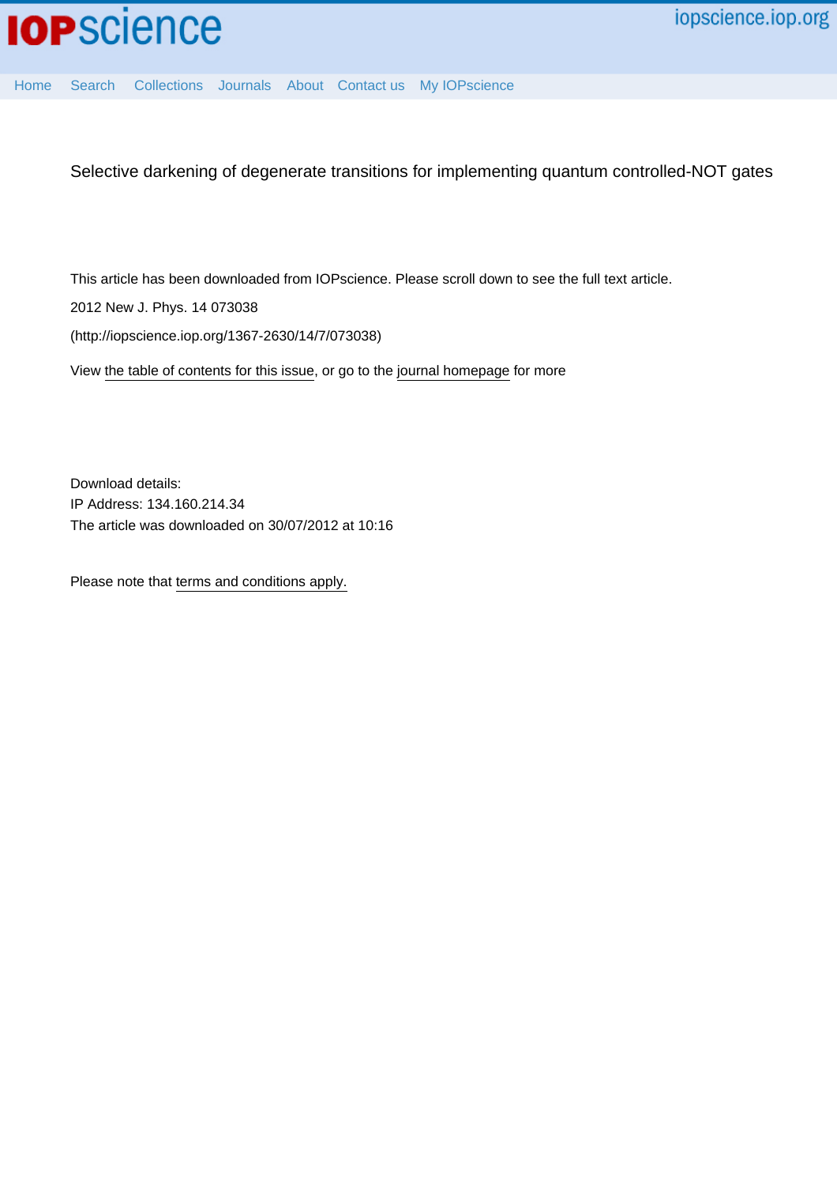# Selective darkening of degenerate transitions for implementing quantum controlled-NOT gates

This article has been downloaded from IOPscience. Please scroll down to see the full text article.

2012 New J. Phys. 14 073038

(http://iopscience.iop.org/1367-2630/14/7/073038)

View the table of contents for this issue, or go to the journal homepage for more

Download details:

IP Address: 134.160.214.34

The article was downloaded on 30/07/2012 at 10:16

Please note that terms and conditions apply.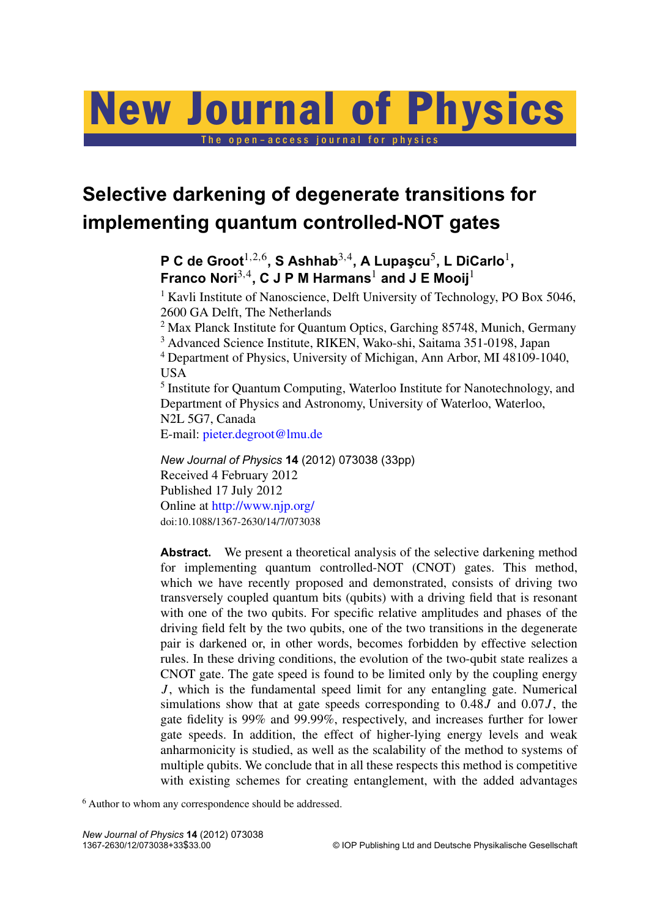New Journal of Physics

The open-access journal for physics

# Selective darkening of degenerate transitions for implementing quantum controlled-NOT gates

**P C de Groot**[1,2,6], **S Ashhab**[3,4], **A Lupaşcu**[5], **L DiCarlo**[1], **Franco Nori**[3,4], **C J P M Harmans**[1] **and J E Mooij**[1]

[1] Kavli Institute of Nanoscience, Delft University of Technology, PO Box 5046, 2600 GA Delft, The Netherlands

[2] Max Planck Institute for Quantum Optics, Garching 85748, Munich, Germany

[3] Advanced Science Institute, RIKEN, Wako-shi, Saitama 351-0198, Japan

[4] Department of Physics, University of Michigan, Ann Arbor, MI 48109-1040, USA

[5] Institute for Quantum Computing, Waterloo Institute for Nanotechnology, and Department of Physics and Astronomy, University of Waterloo, Waterloo, N2L 5G7, Canada

E-mail: pieter.degroot@lmu.de

*New Journal of Physics* **14** (2012) 073038 (33pp)
Received 4 February 2012
Published 17 July 2012
Online at http://www.njp.org/
doi:10.1088/1367-2630/14/7/073038

**Abstract.** We present a theoretical analysis of the selective darkening method for implementing quantum controlled-NOT (CNOT) gates. This method, which we have recently proposed and demonstrated, consists of driving two transversely coupled quantum bits (qubits) with a driving field that is resonant with one of the two qubits. For specific relative amplitudes and phases of the driving field felt by the two qubits, one of the two transitions in the degenerate pair is darkened or, in other words, becomes forbidden by effective selection rules. In these driving conditions, the evolution of the two-qubit state realizes a CNOT gate. The gate speed is found to be limited only by the coupling energy $J$, which is the fundamental speed limit for any entangling gate. Numerical simulations show that at gate speeds corresponding to $0.48J$ and $0.07J$, the gate fidelity is 99% and 99.99%, respectively, and increases further for lower gate speeds. In addition, the effect of higher-lying energy levels and weak anharmonicity is studied, as well as the scalability of the method to systems of multiple qubits. We conclude that in all these respects this method is competitive with existing schemes for creating entanglement, with the added advantages

[6] Author to whom any correspondence should be addressed.

© IOP Publishing Ltd and Deutsche Physikalische Gesellschaft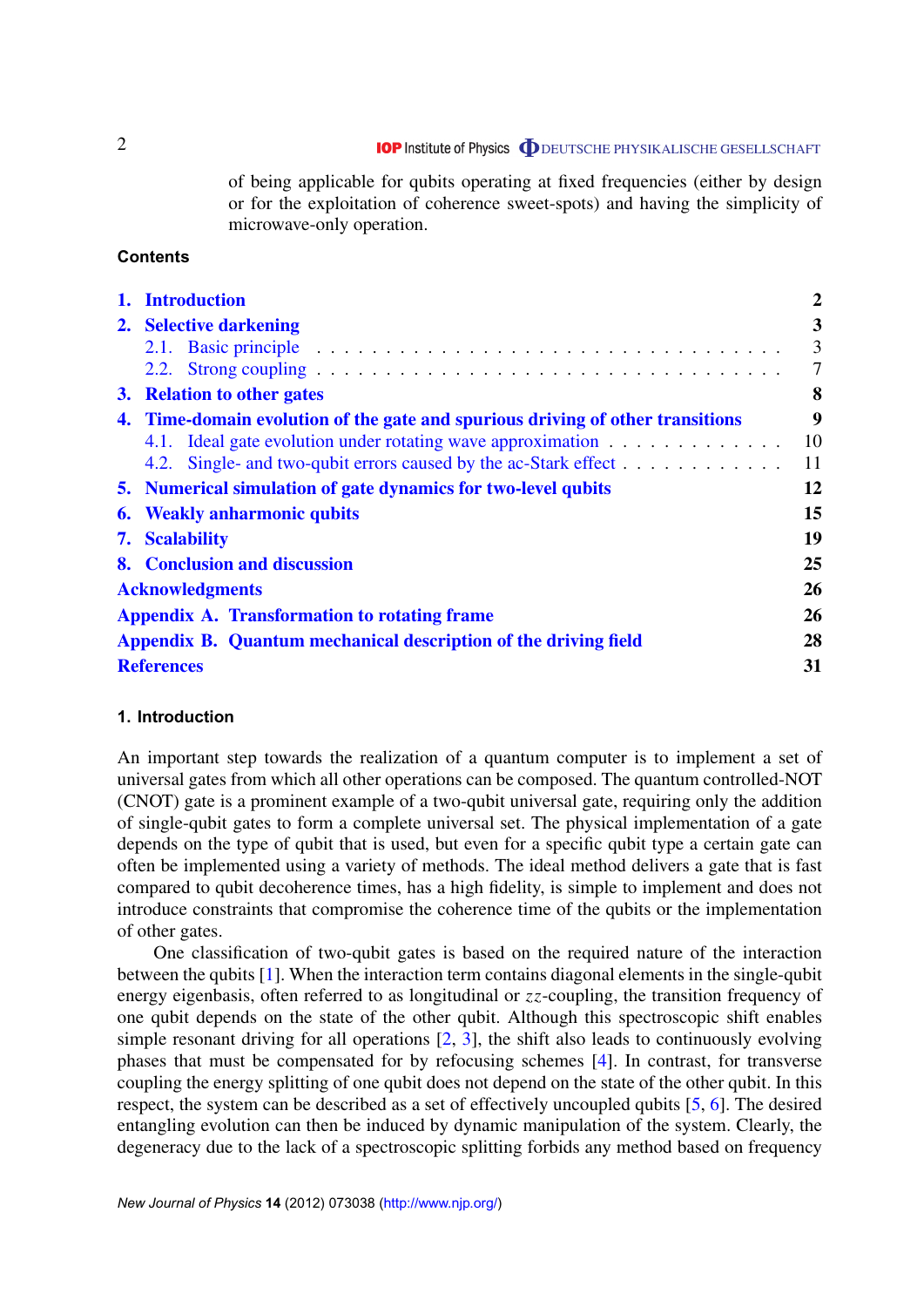of being applicable for qubits operating at fixed frequencies (either by design or for the exploitation of coherence sweet-spots) and having the simplicity of microwave-only operation.

## Contents

- 1. Introduction — 2
- 2. Selective darkening — 3
  - 2.1. Basic principle — 3
  - 2.2. Strong coupling — 7
- 3. Relation to other gates — 8
- 4. Time-domain evolution of the gate and spurious driving of other transitions — 9
  - 4.1. Ideal gate evolution under rotating wave approximation — 10
  - 4.2. Single- and two-qubit errors caused by the ac-Stark effect — 11
- 5. Numerical simulation of gate dynamics for two-level qubits — 12
- 6. Weakly anharmonic qubits — 15
- 7. Scalability — 19
- 8. Conclusion and discussion — 25
- Acknowledgments — 26
- Appendix A. Transformation to rotating frame — 26
- Appendix B. Quantum mechanical description of the driving field — 28
- References — 31

## 1. Introduction

An important step towards the realization of a quantum computer is to implement a set of universal gates from which all other operations can be composed. The quantum controlled-NOT (CNOT) gate is a prominent example of a two-qubit universal gate, requiring only the addition of single-qubit gates to form a complete universal set. The physical implementation of a gate depends on the type of qubit that is used, but even for a specific qubit type a certain gate can often be implemented using a variety of methods. The ideal method delivers a gate that is fast compared to qubit decoherence times, has a high fidelity, is simple to implement and does not introduce constraints that compromise the coherence time of the qubits or the implementation of other gates.

One classification of two-qubit gates is based on the required nature of the interaction between the qubits [1]. When the interaction term contains diagonal elements in the single-qubit energy eigenbasis, often referred to as longitudinal or $zz$-coupling, the transition frequency of one qubit depends on the state of the other qubit. Although this spectroscopic shift enables simple resonant driving for all operations [2, 3], the shift also leads to continuously evolving phases that must be compensated for by refocusing schemes [4]. In contrast, for transverse coupling the energy splitting of one qubit does not depend on the state of the other qubit. In this respect, the system can be described as a set of effectively uncoupled qubits [5, 6]. The desired entangling evolution can then be induced by dynamic manipulation of the system. Clearly, the degeneracy due to the lack of a spectroscopic splitting forbids any method based on frequency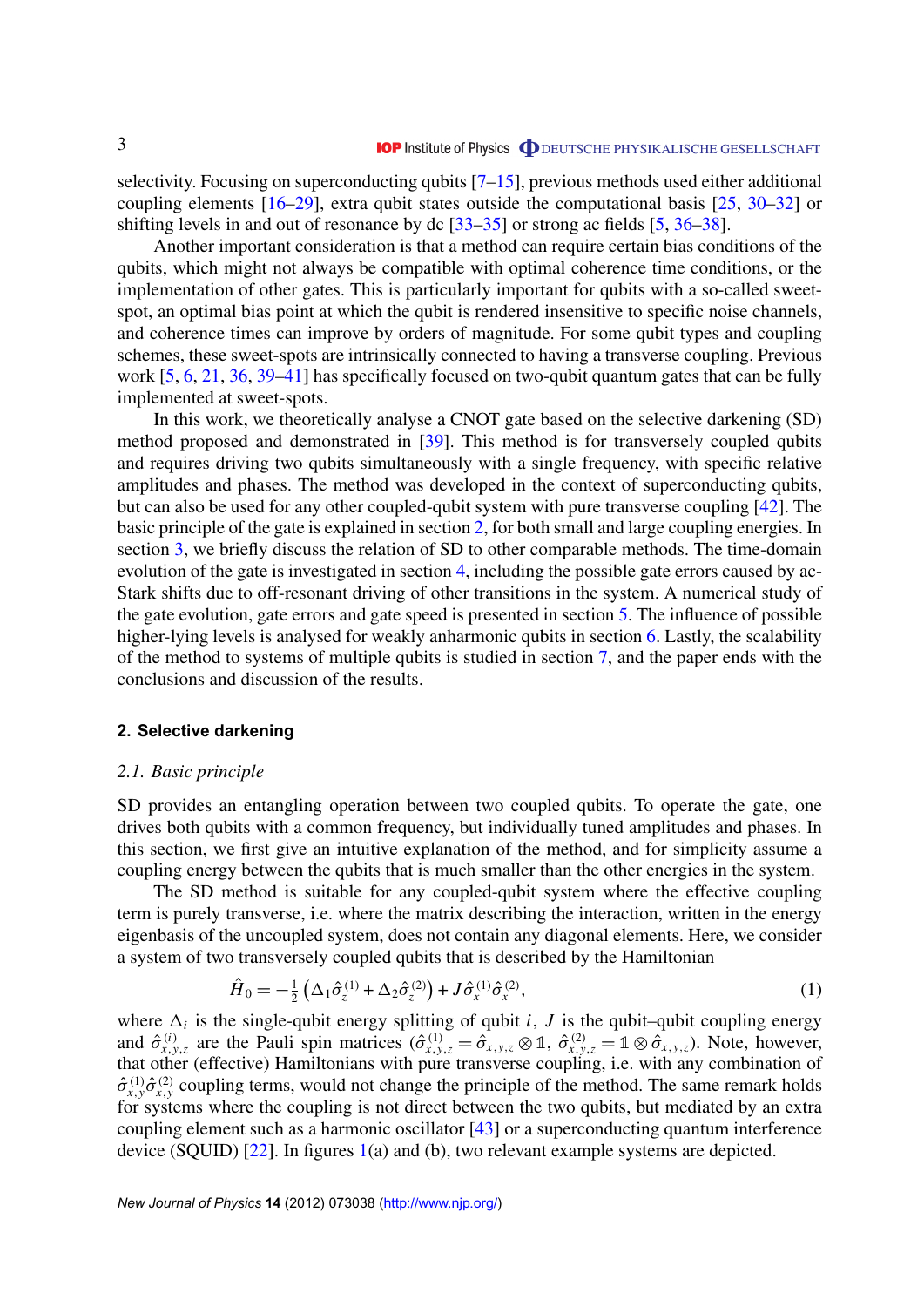selectivity. Focusing on superconducting qubits [7–15], previous methods used either additional coupling elements [16–29], extra qubit states outside the computational basis [25, 30–32] or shifting levels in and out of resonance by dc [33–35] or strong ac fields [5, 36–38].

Another important consideration is that a method can require certain bias conditions of the qubits, which might not always be compatible with optimal coherence time conditions, or the implementation of other gates. This is particularly important for qubits with a so-called sweet-spot, an optimal bias point at which the qubit is rendered insensitive to specific noise channels, and coherence times can improve by orders of magnitude. For some qubit types and coupling schemes, these sweet-spots are intrinsically connected to having a transverse coupling. Previous work [5, 6, 21, 36, 39–41] has specifically focused on two-qubit quantum gates that can be fully implemented at sweet-spots.

In this work, we theoretically analyse a CNOT gate based on the selective darkening (SD) method proposed and demonstrated in [39]. This method is for transversely coupled qubits and requires driving two qubits simultaneously with a single frequency, with specific relative amplitudes and phases. The method was developed in the context of superconducting qubits, but can also be used for any other coupled-qubit system with pure transverse coupling [42]. The basic principle of the gate is explained in section 2, for both small and large coupling energies. In section 3, we briefly discuss the relation of SD to other comparable methods. The time-domain evolution of the gate is investigated in section 4, including the possible gate errors caused by ac-Stark shifts due to off-resonant driving of other transitions in the system. A numerical study of the gate evolution, gate errors and gate speed is presented in section 5. The influence of possible higher-lying levels is analysed for weakly anharmonic qubits in section 6. Lastly, the scalability of the method to systems of multiple qubits is studied in section 7, and the paper ends with the conclusions and discussion of the results.

## 2. Selective darkening

### 2.1. Basic principle

SD provides an entangling operation between two coupled qubits. To operate the gate, one drives both qubits with a common frequency, but individually tuned amplitudes and phases. In this section, we first give an intuitive explanation of the method, and for simplicity assume a coupling energy between the qubits that is much smaller than the other energies in the system.

The SD method is suitable for any coupled-qubit system where the effective coupling term is purely transverse, i.e. where the matrix describing the interaction, written in the energy eigenbasis of the uncoupled system, does not contain any diagonal elements. Here, we consider a system of two transversely coupled qubits that is described by the Hamiltonian

$$\hat{H}_0 = -\tfrac{1}{2}\left(\Delta_1\hat{\sigma}_z^{(1)} + \Delta_2\hat{\sigma}_z^{(2)}\right) + J\hat{\sigma}_x^{(1)}\hat{\sigma}_x^{(2)}, \tag{1}$$

where $\Delta_i$ is the single-qubit energy splitting of qubit $i$, $J$ is the qubit–qubit coupling energy and $\hat{\sigma}_{x,y,z}^{(i)}$ are the Pauli spin matrices ($\hat{\sigma}_{x,y,z}^{(1)} = \hat{\sigma}_{x,y,z} \otimes \mathbb{1}$, $\hat{\sigma}_{x,y,z}^{(2)} = \mathbb{1} \otimes \hat{\sigma}_{x,y,z}$). Note, however, that other (effective) Hamiltonians with pure transverse coupling, i.e. with any combination of $\hat{\sigma}_{x,y}^{(1)}\hat{\sigma}_{x,y}^{(2)}$ coupling terms, would not change the principle of the method. The same remark holds for systems where the coupling is not direct between the two qubits, but mediated by an extra coupling element such as a harmonic oscillator [43] or a superconducting quantum interference device (SQUID) [22]. In figures 1(a) and (b), two relevant example systems are depicted.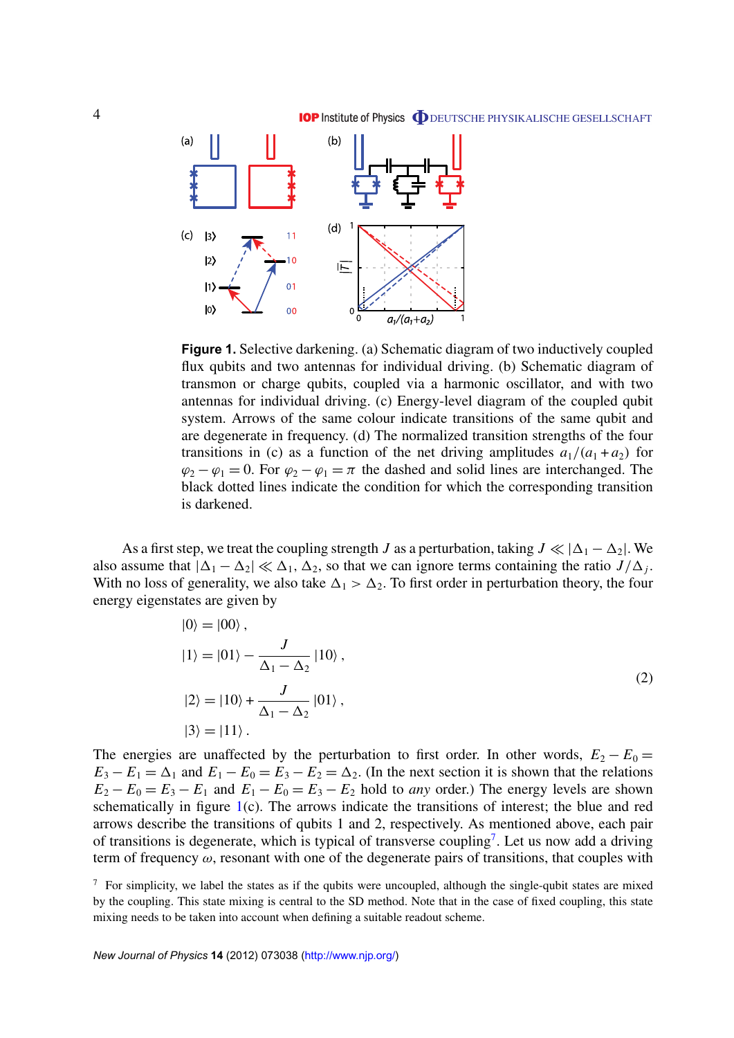(a)

(b)

(c) |3⟩ |2⟩ |1⟩ |0⟩ 11 10 01 00

(d) 1 $|\overline{T}|$ 0 0 $a_1/(a_1+a_2)$ 1

**Figure 1.** Selective darkening. (a) Schematic diagram of two inductively coupled flux qubits and two antennas for individual driving. (b) Schematic diagram of transmon or charge qubits, coupled via a harmonic oscillator, and with two antennas for individual driving. (c) Energy-level diagram of the coupled qubit system. Arrows of the same colour indicate transitions of the same qubit and are degenerate in frequency. (d) The normalized transition strengths of the four transitions in (c) as a function of the net driving amplitudes $a_1/(a_1+a_2)$ for $\varphi_2-\varphi_1=0$. For $\varphi_2-\varphi_1=\pi$ the dashed and solid lines are interchanged. The black dotted lines indicate the condition for which the corresponding transition is darkened.

As a first step, we treat the coupling strength $J$ as a perturbation, taking $J \ll |\Delta_1-\Delta_2|$. We also assume that $|\Delta_1-\Delta_2| \ll \Delta_1, \Delta_2$, so that we can ignore terms containing the ratio $J/\Delta_j$. With no loss of generality, we also take $\Delta_1 > \Delta_2$. To first order in perturbation theory, the four energy eigenstates are given by

$$
\begin{aligned}
|0\rangle &= |00\rangle\,,\\
|1\rangle &= |01\rangle - \frac{J}{\Delta_1-\Delta_2}|10\rangle\,,\\
|2\rangle &= |10\rangle + \frac{J}{\Delta_1-\Delta_2}|01\rangle\,,\\
|3\rangle &= |11\rangle\,.
\end{aligned}
\tag{2}
$$

The energies are unaffected by the perturbation to first order. In other words, $E_2-E_0=E_3-E_1=\Delta_1$ and $E_1-E_0=E_3-E_2=\Delta_2$. (In the next section it is shown that the relations $E_2-E_0=E_3-E_1$ and $E_1-E_0=E_3-E_2$ hold to *any* order.) The energy levels are shown schematically in figure 1(c). The arrows indicate the transitions of interest; the blue and red arrows describe the transitions of qubits 1 and 2, respectively. As mentioned above, each pair of transitions is degenerate, which is typical of transverse coupling[7]. Let us now add a driving term of frequency $\omega$, resonant with one of the degenerate pairs of transitions, that couples with

[7] For simplicity, we label the states as if the qubits were uncoupled, although the single-qubit states are mixed by the coupling. This state mixing is central to the SD method. Note that in the case of fixed coupling, this state mixing needs to be taken into account when defining a suitable readout scheme.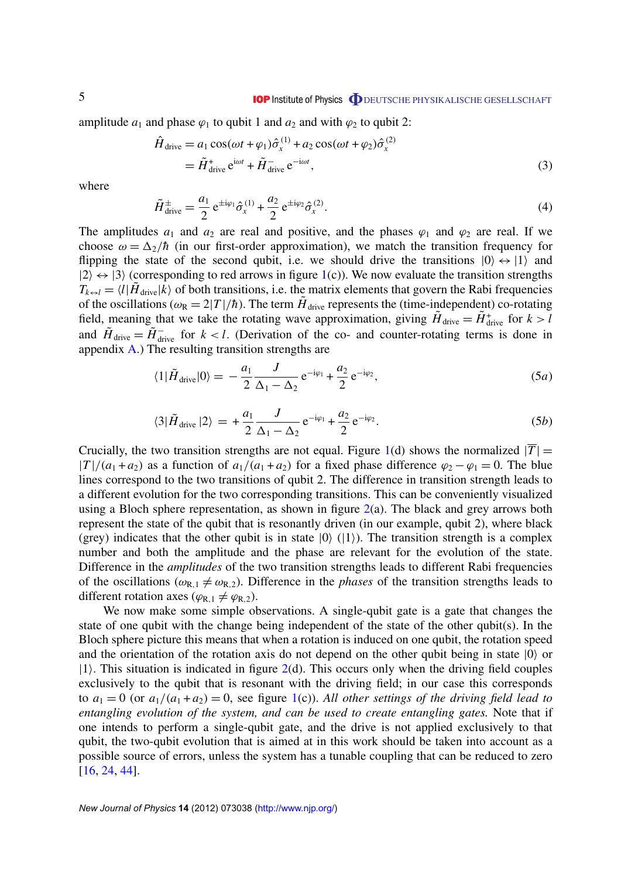amplitude $a_1$ and phase $\varphi_1$ to qubit 1 and $a_2$ and with $\varphi_2$ to qubit 2:

$$\hat{H}_{\text{drive}} = a_1 \cos(\omega t + \varphi_1)\hat{\sigma}_x^{(1)} + a_2 \cos(\omega t + \varphi_2)\hat{\sigma}_x^{(2)}$$
$$= \tilde{H}^{+}_{\text{drive}} \, \mathrm{e}^{\mathrm{i}\omega t} + \tilde{H}^{-}_{\text{drive}} \, \mathrm{e}^{-\mathrm{i}\omega t}, \tag{3}$$

where

$$\tilde{H}^{\pm}_{\text{drive}} = \frac{a_1}{2}\,\mathrm{e}^{\pm\mathrm{i}\varphi_1}\hat{\sigma}_x^{(1)} + \frac{a_2}{2}\,\mathrm{e}^{\pm\mathrm{i}\varphi_2}\hat{\sigma}_x^{(2)}. \tag{4}$$

The amplitudes $a_1$ and $a_2$ are real and positive, and the phases $\varphi_1$ and $\varphi_2$ are real. If we choose $\omega = \Delta_2/\hbar$ (in our first-order approximation), we match the transition frequency for flipping the state of the second qubit, i.e. we should drive the transitions $|0\rangle \leftrightarrow |1\rangle$ and $|2\rangle \leftrightarrow |3\rangle$ (corresponding to red arrows in figure 1(c)). We now evaluate the transition strengths $T_{k\leftrightarrow l} = \langle l|\tilde{H}_{\text{drive}}|k\rangle$ of both transitions, i.e. the matrix elements that govern the Rabi frequencies of the oscillations ($\omega_{\text{R}} = 2|T|/\hbar$). The term $\tilde{H}_{\text{drive}}$ represents the (time-independent) co-rotating field, meaning that we take the rotating wave approximation, giving $\tilde{H}_{\text{drive}} = \tilde{H}^{+}_{\text{drive}}$ for $k > l$ and $\tilde{H}_{\text{drive}} = \tilde{H}^{-}_{\text{drive}}$ for $k < l$. (Derivation of the co- and counter-rotating terms is done in appendix A.) The resulting transition strengths are

$$\langle 1|\tilde{H}_{\text{drive}}|0\rangle = -\frac{a_1}{2}\frac{J}{\Delta_1 - \Delta_2}\,\mathrm{e}^{-\mathrm{i}\varphi_1} + \frac{a_2}{2}\,\mathrm{e}^{-\mathrm{i}\varphi_2}, \tag{5a}$$

$$\langle 3|\tilde{H}_{\text{drive}}|2\rangle = +\frac{a_1}{2}\frac{J}{\Delta_1 - \Delta_2}\,\mathrm{e}^{-\mathrm{i}\varphi_1} + \frac{a_2}{2}\,\mathrm{e}^{-\mathrm{i}\varphi_2}. \tag{5b}$$

Crucially, the two transition strengths are not equal. Figure 1(d) shows the normalized $|\overline{T}| = |T|/(a_1 + a_2)$ as a function of $a_1/(a_1 + a_2)$ for a fixed phase difference $\varphi_2 - \varphi_1 = 0$. The blue lines correspond to the two transitions of qubit 2. The difference in transition strength leads to a different evolution for the two corresponding transitions. This can be conveniently visualized using a Bloch sphere representation, as shown in figure 2(a). The black and grey arrows both represent the state of the qubit that is resonantly driven (in our example, qubit 2), where black (grey) indicates that the other qubit is in state $|0\rangle$ ($|1\rangle$). The transition strength is a complex number and both the amplitude and the phase are relevant for the evolution of the state. Difference in the *amplitudes* of the two transition strengths leads to different Rabi frequencies of the oscillations ($\omega_{\text{R},1} \neq \omega_{\text{R},2}$). Difference in the *phases* of the transition strengths leads to different rotation axes ($\varphi_{\text{R},1} \neq \varphi_{\text{R},2}$).

We now make some simple observations. A single-qubit gate is a gate that changes the state of one qubit with the change being independent of the state of the other qubit(s). In the Bloch sphere picture this means that when a rotation is induced on one qubit, the rotation speed and the orientation of the rotation axis do not depend on the other qubit being in state $|0\rangle$ or $|1\rangle$. This situation is indicated in figure 2(d). This occurs only when the driving field couples exclusively to the qubit that is resonant with the driving field; in our case this corresponds to $a_1 = 0$ (or $a_1/(a_1 + a_2) = 0$, see figure 1(c)). *All other settings of the driving field lead to entangling evolution of the system, and can be used to create entangling gates.* Note that if one intends to perform a single-qubit gate, and the drive is not applied exclusively to that qubit, the two-qubit evolution that is aimed at in this work should be taken into account as a possible source of errors, unless the system has a tunable coupling that can be reduced to zero [16, 24, 44].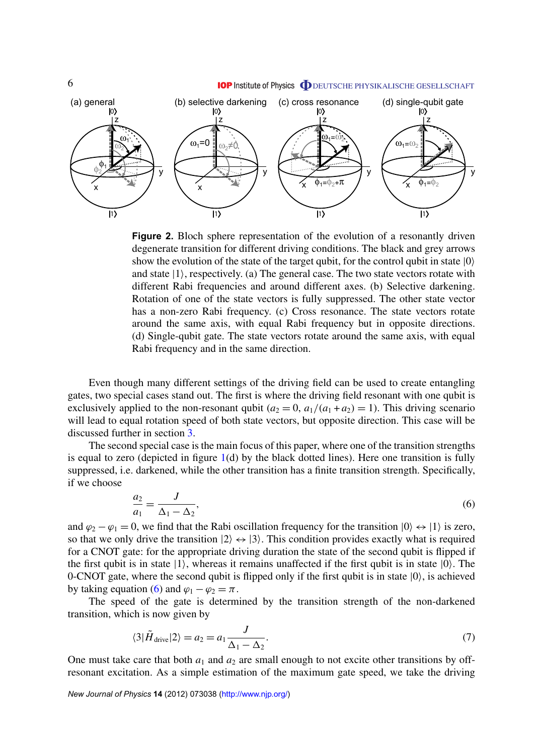(a) general
(b) selective darkening
(c) cross resonance
(d) single-qubit gate

$|0\rangle$ z y x $|1\rangle$ $\omega_1$ $\omega_2$ $\phi_1$ $\phi_2$

$\omega_1=0$ $\omega_2\neq 0$

$\omega_1=\omega_2$ $\phi_1=\phi_2+\pi$

$\omega_1=\omega_2$ $\phi_1=\phi_2$

**Figure 2.** Bloch sphere representation of the evolution of a resonantly driven degenerate transition for different driving conditions. The black and grey arrows show the evolution of the state of the target qubit, for the control qubit in state $|0\rangle$ and state $|1\rangle$, respectively. (a) The general case. The two state vectors rotate with different Rabi frequencies and around different axes. (b) Selective darkening. Rotation of one of the state vectors is fully suppressed. The other state vector has a non-zero Rabi frequency. (c) Cross resonance. The state vectors rotate around the same axis, with equal Rabi frequency but in opposite directions. (d) Single-qubit gate. The state vectors rotate around the same axis, with equal Rabi frequency and in the same direction.

Even though many different settings of the driving field can be used to create entangling gates, two special cases stand out. The first is where the driving field resonant with one qubit is exclusively applied to the non-resonant qubit ($a_2 = 0$, $a_1/(a_1 + a_2) = 1$). This driving scenario will lead to equal rotation speed of both state vectors, but opposite direction. This case will be discussed further in section 3.

The second special case is the main focus of this paper, where one of the transition strengths is equal to zero (depicted in figure 1(d) by the black dotted lines). Here one transition is fully suppressed, i.e. darkened, while the other transition has a finite transition strength. Specifically, if we choose

$$\frac{a_2}{a_1} = \frac{J}{\Delta_1 - \Delta_2}, \tag{6}$$

and $\varphi_2 - \varphi_1 = 0$, we find that the Rabi oscillation frequency for the transition $|0\rangle \leftrightarrow |1\rangle$ is zero, so that we only drive the transition $|2\rangle \leftrightarrow |3\rangle$. This condition provides exactly what is required for a CNOT gate: for the appropriate driving duration the state of the second qubit is flipped if the first qubit is in state $|1\rangle$, whereas it remains unaffected if the first qubit is in state $|0\rangle$. The 0-CNOT gate, where the second qubit is flipped only if the first qubit is in state $|0\rangle$, is achieved by taking equation (6) and $\varphi_1 - \varphi_2 = \pi$.

The speed of the gate is determined by the transition strength of the non-darkened transition, which is now given by

$$\langle 3|\tilde{H}_{\text{drive}}|2\rangle = a_2 = a_1\frac{J}{\Delta_1 - \Delta_2}. \tag{7}$$

One must take care that both $a_1$ and $a_2$ are small enough to not excite other transitions by off-resonant excitation. As a simple estimation of the maximum gate speed, we take the driving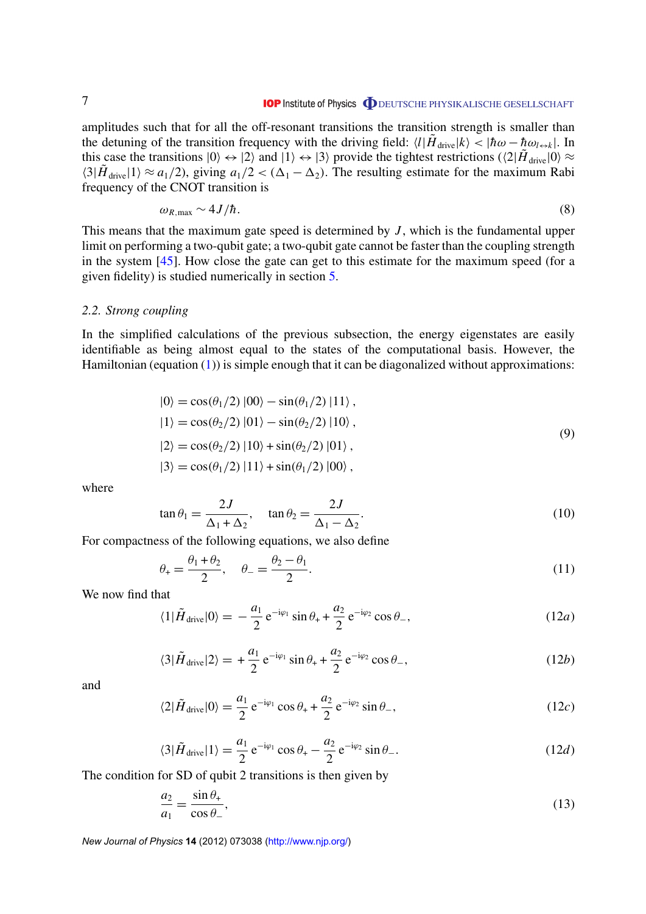amplitudes such that for all the off-resonant transitions the transition strength is smaller than the detuning of the transition frequency with the driving field: $\langle l|\tilde{H}_{\rm drive}|k\rangle < |\hbar\omega - \hbar\omega_{l\leftrightarrow k}|$. In this case the transitions $|0\rangle \leftrightarrow |2\rangle$ and $|1\rangle \leftrightarrow |3\rangle$ provide the tightest restrictions ($\langle 2|\tilde{H}_{\rm drive}|0\rangle \approx \langle 3|\tilde{H}_{\rm drive}|1\rangle \approx a_1/2$), giving $a_1/2 < (\Delta_1 - \Delta_2)$. The resulting estimate for the maximum Rabi frequency of the CNOT transition is

$$\omega_{R,\max} \sim 4J/\hbar. \tag{8}$$

This means that the maximum gate speed is determined by $J$, which is the fundamental upper limit on performing a two-qubit gate; a two-qubit gate cannot be faster than the coupling strength in the system [45]. How close the gate can get to this estimate for the maximum speed (for a given fidelity) is studied numerically in section 5.

### 2.2. Strong coupling

In the simplified calculations of the previous subsection, the energy eigenstates are easily identifiable as being almost equal to the states of the computational basis. However, the Hamiltonian (equation (1)) is simple enough that it can be diagonalized without approximations:

$$\begin{aligned}
|0\rangle &= \cos(\theta_1/2)\,|00\rangle - \sin(\theta_1/2)\,|11\rangle\,,\\
|1\rangle &= \cos(\theta_2/2)\,|01\rangle - \sin(\theta_2/2)\,|10\rangle\,,\\
|2\rangle &= \cos(\theta_2/2)\,|10\rangle + \sin(\theta_2/2)\,|01\rangle\,,\\
|3\rangle &= \cos(\theta_1/2)\,|11\rangle + \sin(\theta_1/2)\,|00\rangle\,,
\end{aligned} \tag{9}$$

where

$$\tan\theta_1 = \frac{2J}{\Delta_1 + \Delta_2}, \quad \tan\theta_2 = \frac{2J}{\Delta_1 - \Delta_2}. \tag{10}$$

For compactness of the following equations, we also define

$$\theta_+ = \frac{\theta_1 + \theta_2}{2}, \quad \theta_- = \frac{\theta_2 - \theta_1}{2}. \tag{11}$$

We now find that

$$\langle 1|\tilde{H}_{\rm drive}|0\rangle = -\frac{a_1}{2}\,{\rm e}^{-{\rm i}\varphi_1}\sin\theta_+ + \frac{a_2}{2}\,{\rm e}^{-{\rm i}\varphi_2}\cos\theta_-, \tag{12a}$$

$$\langle 3|\tilde{H}_{\rm drive}|2\rangle = +\frac{a_1}{2}\,{\rm e}^{-{\rm i}\varphi_1}\sin\theta_+ + \frac{a_2}{2}\,{\rm e}^{-{\rm i}\varphi_2}\cos\theta_-, \tag{12b}$$

and

$$\langle 2|\tilde{H}_{\rm drive}|0\rangle = \frac{a_1}{2}\,{\rm e}^{-{\rm i}\varphi_1}\cos\theta_+ + \frac{a_2}{2}\,{\rm e}^{-{\rm i}\varphi_2}\sin\theta_-, \tag{12c}$$

$$\langle 3|\tilde{H}_{\rm drive}|1\rangle = \frac{a_1}{2}\,{\rm e}^{-{\rm i}\varphi_1}\cos\theta_+ - \frac{a_2}{2}\,{\rm e}^{-{\rm i}\varphi_2}\sin\theta_-. \tag{12d}$$

The condition for SD of qubit 2 transitions is then given by

$$\frac{a_2}{a_1} = \frac{\sin\theta_+}{\cos\theta_-}, \tag{13}$$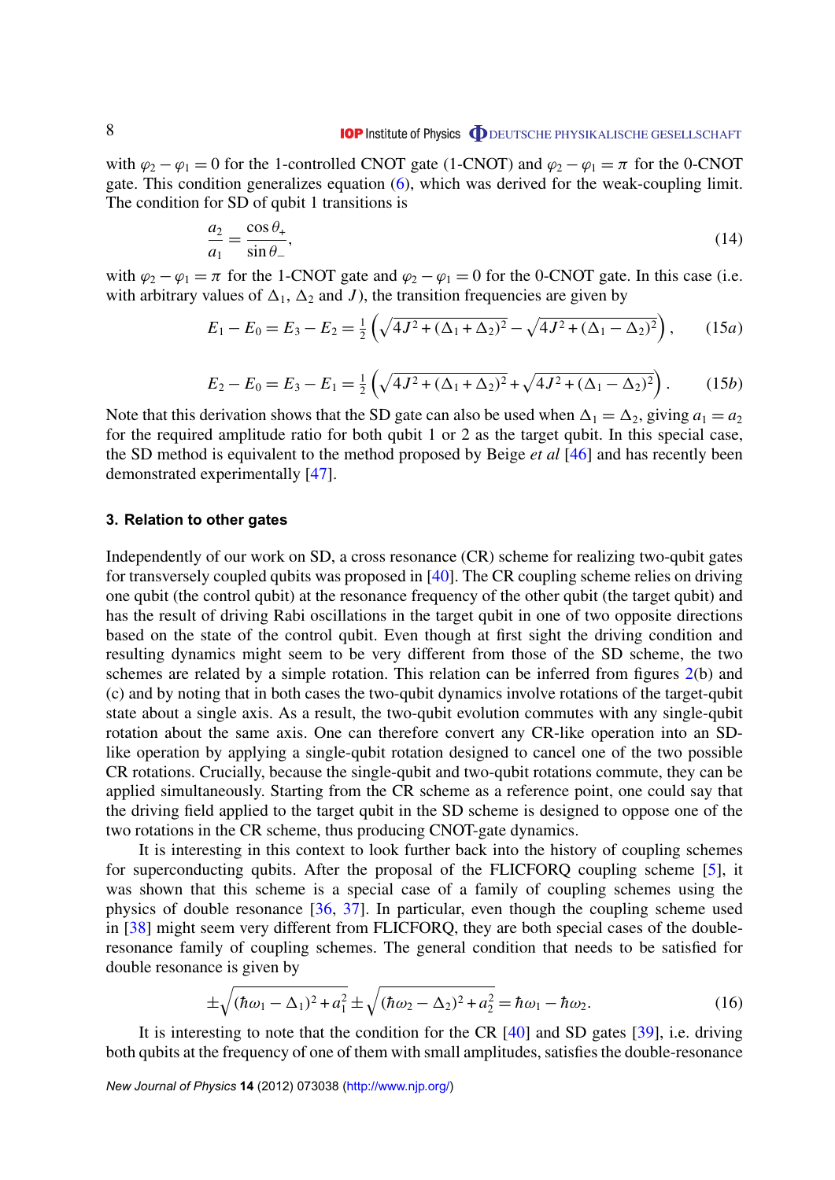with $\varphi_2 - \varphi_1 = 0$ for the 1-controlled CNOT gate (1-CNOT) and $\varphi_2 - \varphi_1 = \pi$ for the 0-CNOT gate. This condition generalizes equation (6), which was derived for the weak-coupling limit. The condition for SD of qubit 1 transitions is

$$\frac{a_2}{a_1} = \frac{\cos\theta_+}{\sin\theta_-}, \tag{14}$$

with $\varphi_2 - \varphi_1 = \pi$ for the 1-CNOT gate and $\varphi_2 - \varphi_1 = 0$ for the 0-CNOT gate. In this case (i.e. with arbitrary values of $\Delta_1$, $\Delta_2$ and $J$), the transition frequencies are given by

$$E_1 - E_0 = E_3 - E_2 = \tfrac{1}{2}\left(\sqrt{4J^2 + (\Delta_1 + \Delta_2)^2} - \sqrt{4J^2 + (\Delta_1 - \Delta_2)^2}\right), \tag{15a}$$

$$E_2 - E_0 = E_3 - E_1 = \tfrac{1}{2}\left(\sqrt{4J^2 + (\Delta_1 + \Delta_2)^2} + \sqrt{4J^2 + (\Delta_1 - \Delta_2)^2}\right). \tag{15b}$$

Note that this derivation shows that the SD gate can also be used when $\Delta_1 = \Delta_2$, giving $a_1 = a_2$ for the required amplitude ratio for both qubit 1 or 2 as the target qubit. In this special case, the SD method is equivalent to the method proposed by Beige *et al* [46] and has recently been demonstrated experimentally [47].

## 3. Relation to other gates

Independently of our work on SD, a cross resonance (CR) scheme for realizing two-qubit gates for transversely coupled qubits was proposed in [40]. The CR coupling scheme relies on driving one qubit (the control qubit) at the resonance frequency of the other qubit (the target qubit) and has the result of driving Rabi oscillations in the target qubit in one of two opposite directions based on the state of the control qubit. Even though at first sight the driving condition and resulting dynamics might seem to be very different from those of the SD scheme, the two schemes are related by a simple rotation. This relation can be inferred from figures 2(b) and (c) and by noting that in both cases the two-qubit dynamics involve rotations of the target-qubit state about a single axis. As a result, the two-qubit evolution commutes with any single-qubit rotation about the same axis. One can therefore convert any CR-like operation into an SD-like operation by applying a single-qubit rotation designed to cancel one of the two possible CR rotations. Crucially, because the single-qubit and two-qubit rotations commute, they can be applied simultaneously. Starting from the CR scheme as a reference point, one could say that the driving field applied to the target qubit in the SD scheme is designed to oppose one of the two rotations in the CR scheme, thus producing CNOT-gate dynamics.

It is interesting in this context to look further back into the history of coupling schemes for superconducting qubits. After the proposal of the FLICFORQ coupling scheme [5], it was shown that this scheme is a special case of a family of coupling schemes using the physics of double resonance [36, 37]. In particular, even though the coupling scheme used in [38] might seem very different from FLICFORQ, they are both special cases of the double-resonance family of coupling schemes. The general condition that needs to be satisfied for double resonance is given by

$$\pm\sqrt{(\hbar\omega_1 - \Delta_1)^2 + a_1^2} \pm \sqrt{(\hbar\omega_2 - \Delta_2)^2 + a_2^2} = \hbar\omega_1 - \hbar\omega_2. \tag{16}$$

It is interesting to note that the condition for the CR [40] and SD gates [39], i.e. driving both qubits at the frequency of one of them with small amplitudes, satisfies the double-resonance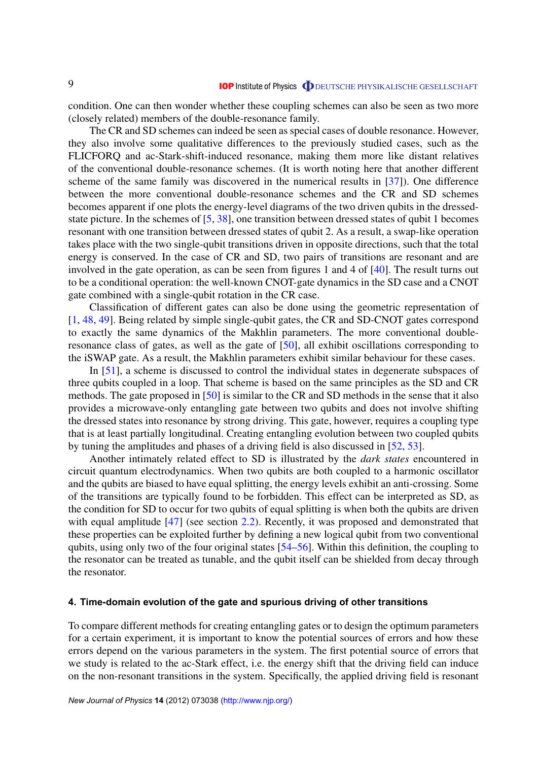condition. One can then wonder whether these coupling schemes can also be seen as two more (closely related) members of the double-resonance family.

The CR and SD schemes can indeed be seen as special cases of double resonance. However, they also involve some qualitative differences to the previously studied cases, such as the FLICFORQ and ac-Stark-shift-induced resonance, making them more like distant relatives of the conventional double-resonance schemes. (It is worth noting here that another different scheme of the same family was discovered in the numerical results in [37]). One difference between the more conventional double-resonance schemes and the CR and SD schemes becomes apparent if one plots the energy-level diagrams of the two driven qubits in the dressed-state picture. In the schemes of [5, 38], one transition between dressed states of qubit 1 becomes resonant with one transition between dressed states of qubit 2. As a result, a swap-like operation takes place with the two single-qubit transitions driven in opposite directions, such that the total energy is conserved. In the case of CR and SD, two pairs of transitions are resonant and are involved in the gate operation, as can be seen from figures 1 and 4 of [40]. The result turns out to be a conditional operation: the well-known CNOT-gate dynamics in the SD case and a CNOT gate combined with a single-qubit rotation in the CR case.

Classification of different gates can also be done using the geometric representation of [1, 48, 49]. Being related by simple single-qubit gates, the CR and SD-CNOT gates correspond to exactly the same dynamics of the Makhlin parameters. The more conventional double-resonance class of gates, as well as the gate of [50], all exhibit oscillations corresponding to the iSWAP gate. As a result, the Makhlin parameters exhibit similar behaviour for these cases.

In [51], a scheme is discussed to control the individual states in degenerate subspaces of three qubits coupled in a loop. That scheme is based on the same principles as the SD and CR methods. The gate proposed in [50] is similar to the CR and SD methods in the sense that it also provides a microwave-only entangling gate between two qubits and does not involve shifting the dressed states into resonance by strong driving. This gate, however, requires a coupling type that is at least partially longitudinal. Creating entangling evolution between two coupled qubits by tuning the amplitudes and phases of a driving field is also discussed in [52, 53].

Another intimately related effect to SD is illustrated by the *dark states* encountered in circuit quantum electrodynamics. When two qubits are both coupled to a harmonic oscillator and the qubits are biased to have equal splitting, the energy levels exhibit an anti-crossing. Some of the transitions are typically found to be forbidden. This effect can be interpreted as SD, as the condition for SD to occur for two qubits of equal splitting is when both the qubits are driven with equal amplitude [47] (see section 2.2). Recently, it was proposed and demonstrated that these properties can be exploited further by defining a new logical qubit from two conventional qubits, using only two of the four original states [54–56]. Within this definition, the coupling to the resonator can be treated as tunable, and the qubit itself can be shielded from decay through the resonator.

## 4. Time-domain evolution of the gate and spurious driving of other transitions

To compare different methods for creating entangling gates or to design the optimum parameters for a certain experiment, it is important to know the potential sources of errors and how these errors depend on the various parameters in the system. The first potential source of errors that we study is related to the ac-Stark effect, i.e. the energy shift that the driving field can induce on the non-resonant transitions in the system. Specifically, the applied driving field is resonant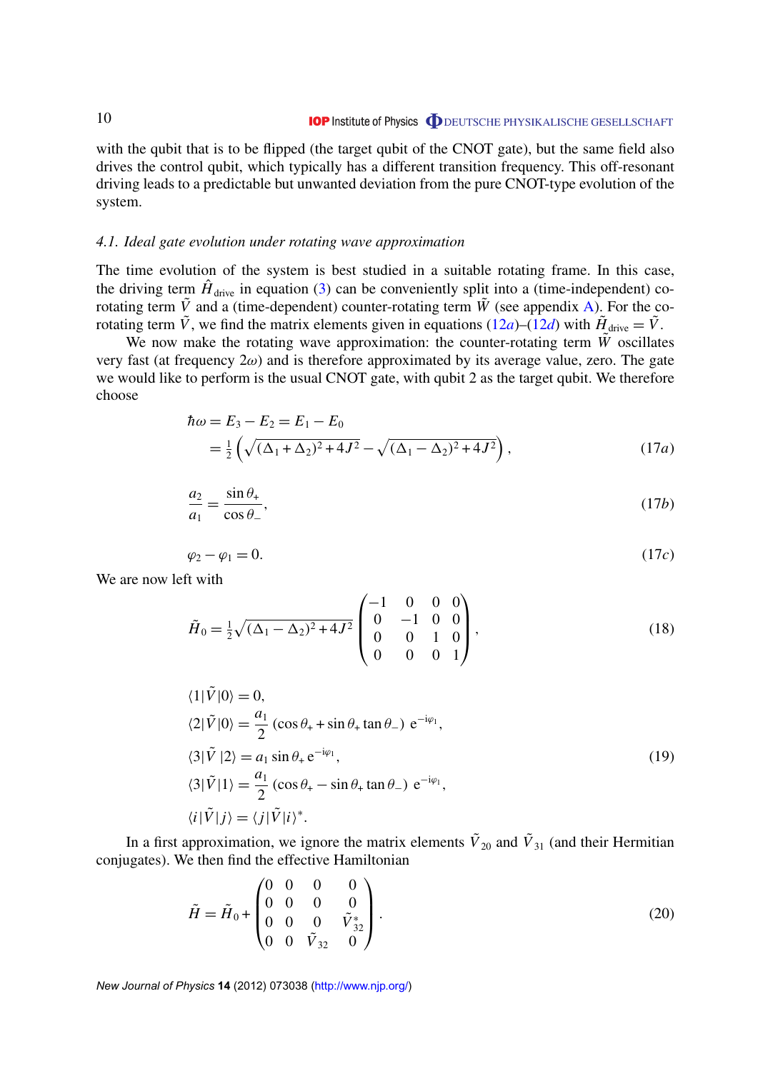with the qubit that is to be flipped (the target qubit of the CNOT gate), but the same field also drives the control qubit, which typically has a different transition frequency. This off-resonant driving leads to a predictable but unwanted deviation from the pure CNOT-type evolution of the system.

### 4.1. Ideal gate evolution under rotating wave approximation

The time evolution of the system is best studied in a suitable rotating frame. In this case, the driving term $\hat{H}_{\text{drive}}$ in equation (3) can be conveniently split into a (time-independent) co-rotating term $\tilde{V}$ and a (time-dependent) counter-rotating term $\tilde{W}$ (see appendix A). For the co-rotating term $\tilde{V}$, we find the matrix elements given in equations (12*a*)–(12*d*) with $\tilde{H}_{\text{drive}} = \tilde{V}$.

We now make the rotating wave approximation: the counter-rotating term $\tilde{W}$ oscillates very fast (at frequency $2\omega$) and is therefore approximated by its average value, zero. The gate we would like to perform is the usual CNOT gate, with qubit 2 as the target qubit. We therefore choose

$$\begin{aligned}\hbar\omega &= E_3 - E_2 = E_1 - E_0 \\ &= \tfrac{1}{2}\left(\sqrt{(\Delta_1+\Delta_2)^2+4J^2} - \sqrt{(\Delta_1-\Delta_2)^2+4J^2}\right),\end{aligned} \tag{17a}$$

$$\frac{a_2}{a_1} = \frac{\sin\theta_+}{\cos\theta_-}, \tag{17b}$$

$$\varphi_2 - \varphi_1 = 0. \tag{17c}$$

We are now left with

$$\tilde{H}_0 = \tfrac{1}{2}\sqrt{(\Delta_1-\Delta_2)^2+4J^2}\begin{pmatrix} -1 & 0 & 0 & 0 \\ 0 & -1 & 0 & 0 \\ 0 & 0 & 1 & 0 \\ 0 & 0 & 0 & 1 \end{pmatrix}, \tag{18}$$

$$\begin{aligned}\langle 1|\tilde{V}|0\rangle &= 0, \\ \langle 2|\tilde{V}|0\rangle &= \frac{a_1}{2}\left(\cos\theta_+ + \sin\theta_+\tan\theta_-\right)\,\mathrm{e}^{-\mathrm{i}\varphi_1}, \\ \langle 3|\tilde{V}|2\rangle &= a_1\sin\theta_+\,\mathrm{e}^{-\mathrm{i}\varphi_1}, \\ \langle 3|\tilde{V}|1\rangle &= \frac{a_1}{2}\left(\cos\theta_+ - \sin\theta_+\tan\theta_-\right)\,\mathrm{e}^{-\mathrm{i}\varphi_1}, \\ \langle i|\tilde{V}|j\rangle &= \langle j|\tilde{V}|i\rangle^*.\end{aligned} \tag{19}$$

In a first approximation, we ignore the matrix elements $\tilde{V}_{20}$ and $\tilde{V}_{31}$ (and their Hermitian conjugates). We then find the effective Hamiltonian

$$\tilde{H} = \tilde{H}_0 + \begin{pmatrix} 0 & 0 & 0 & 0 \\ 0 & 0 & 0 & 0 \\ 0 & 0 & 0 & \tilde{V}_{32}^* \\ 0 & 0 & \tilde{V}_{32} & 0 \end{pmatrix}. \tag{20}$$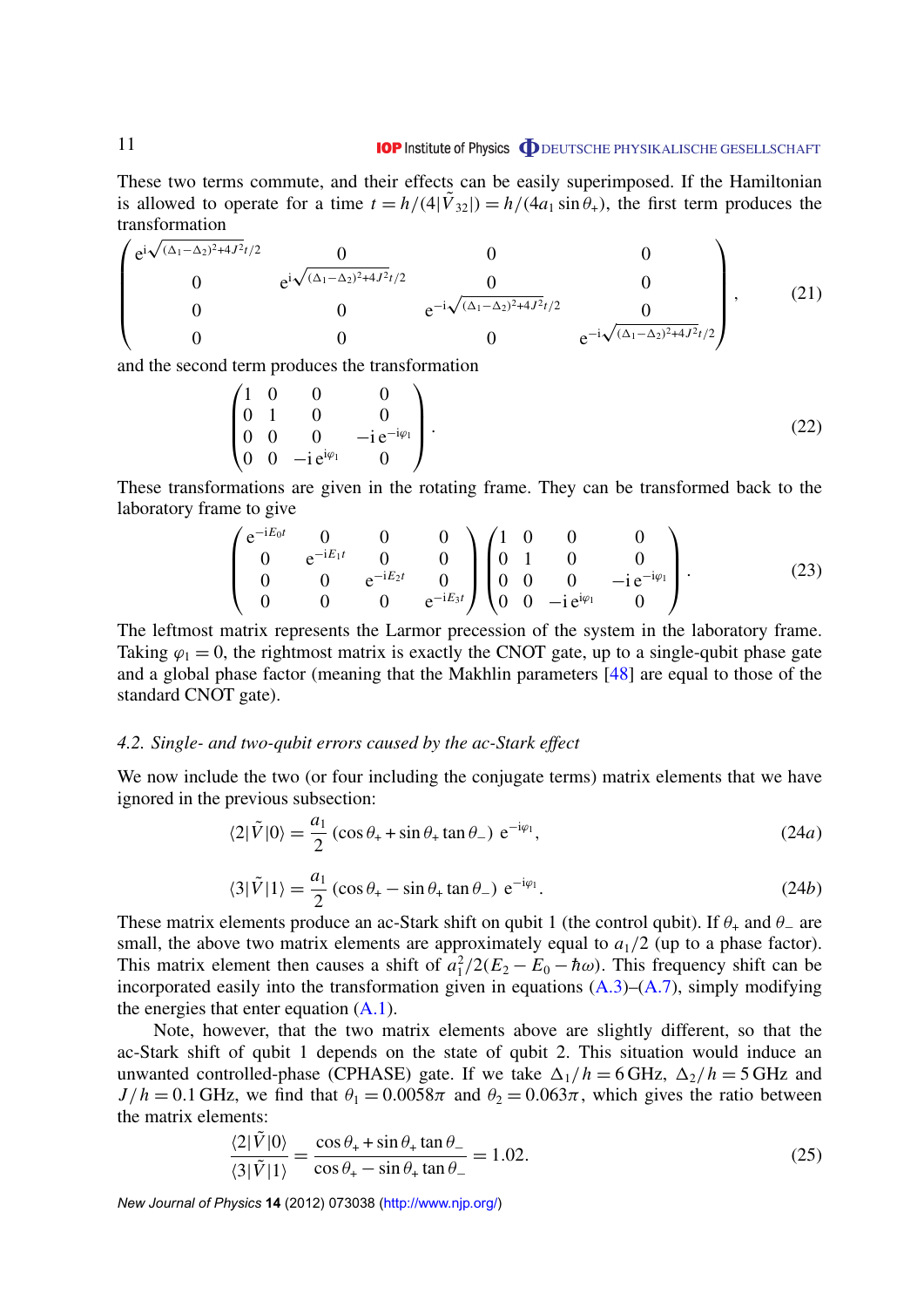These two terms commute, and their effects can be easily superimposed. If the Hamiltonian is allowed to operate for a time $t = h/(4|\tilde{V}_{32}|) = h/(4a_1 \sin\theta_+)$, the first term produces the transformation

$$\begin{pmatrix} e^{i\sqrt{(\Delta_1-\Delta_2)^2+4J^2}t/2} & 0 & 0 & 0 \\ 0 & e^{i\sqrt{(\Delta_1-\Delta_2)^2+4J^2}t/2} & 0 & 0 \\ 0 & 0 & e^{-i\sqrt{(\Delta_1-\Delta_2)^2+4J^2}t/2} & 0 \\ 0 & 0 & 0 & e^{-i\sqrt{(\Delta_1-\Delta_2)^2+4J^2}t/2} \end{pmatrix}, \tag{21}$$

and the second term produces the transformation

$$\begin{pmatrix} 1 & 0 & 0 & 0 \\ 0 & 1 & 0 & 0 \\ 0 & 0 & 0 & -i\,e^{-i\varphi_1} \\ 0 & 0 & -i\,e^{i\varphi_1} & 0 \end{pmatrix}. \tag{22}$$

These transformations are given in the rotating frame. They can be transformed back to the laboratory frame to give

$$\begin{pmatrix} e^{-iE_0 t} & 0 & 0 & 0 \\ 0 & e^{-iE_1 t} & 0 & 0 \\ 0 & 0 & e^{-iE_2 t} & 0 \\ 0 & 0 & 0 & e^{-iE_3 t} \end{pmatrix} \begin{pmatrix} 1 & 0 & 0 & 0 \\ 0 & 1 & 0 & 0 \\ 0 & 0 & 0 & -i\,e^{-i\varphi_1} \\ 0 & 0 & -i\,e^{i\varphi_1} & 0 \end{pmatrix}. \tag{23}$$

The leftmost matrix represents the Larmor precession of the system in the laboratory frame. Taking $\varphi_1 = 0$, the rightmost matrix is exactly the CNOT gate, up to a single-qubit phase gate and a global phase factor (meaning that the Makhlin parameters [48] are equal to those of the standard CNOT gate).

### 4.2. Single- and two-qubit errors caused by the ac-Stark effect

We now include the two (or four including the conjugate terms) matrix elements that we have ignored in the previous subsection:

$$\langle 2|\tilde{V}|0\rangle = \frac{a_1}{2}\left(\cos\theta_+ + \sin\theta_+ \tan\theta_-\right)\, e^{-i\varphi_1}, \tag{24a}$$

$$\langle 3|\tilde{V}|1\rangle = \frac{a_1}{2}\left(\cos\theta_+ - \sin\theta_+ \tan\theta_-\right)\, e^{-i\varphi_1}. \tag{24b}$$

These matrix elements produce an ac-Stark shift on qubit 1 (the control qubit). If $\theta_+$ and $\theta_-$ are small, the above two matrix elements are approximately equal to $a_1/2$ (up to a phase factor). This matrix element then causes a shift of $a_1^2/2(E_2 - E_0 - \hbar\omega)$. This frequency shift can be incorporated easily into the transformation given in equations (A.3)–(A.7), simply modifying the energies that enter equation (A.1).

Note, however, that the two matrix elements above are slightly different, so that the ac-Stark shift of qubit 1 depends on the state of qubit 2. This situation would induce an unwanted controlled-phase (CPHASE) gate. If we take $\Delta_1/h = 6\,\text{GHz}$, $\Delta_2/h = 5\,\text{GHz}$ and $J/h = 0.1\,\text{GHz}$, we find that $\theta_1 = 0.0058\pi$ and $\theta_2 = 0.063\pi$, which gives the ratio between the matrix elements:

$$\frac{\langle 2|\tilde{V}|0\rangle}{\langle 3|\tilde{V}|1\rangle} = \frac{\cos\theta_+ + \sin\theta_+ \tan\theta_-}{\cos\theta_+ - \sin\theta_+ \tan\theta_-} = 1.02. \tag{25}$$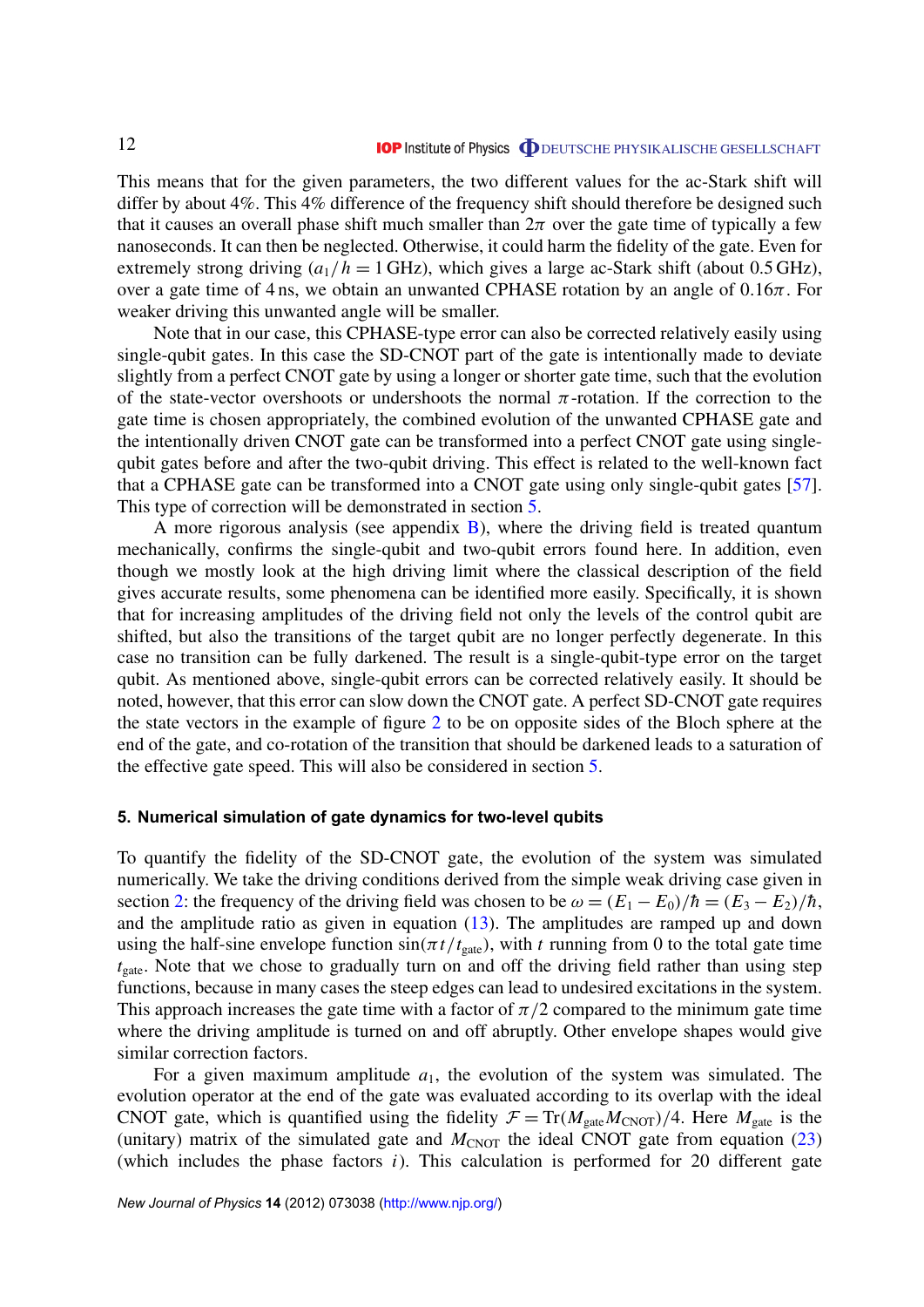This means that for the given parameters, the two different values for the ac-Stark shift will differ by about 4%. This 4% difference of the frequency shift should therefore be designed such that it causes an overall phase shift much smaller than $2\pi$ over the gate time of typically a few nanoseconds. It can then be neglected. Otherwise, it could harm the fidelity of the gate. Even for extremely strong driving ($a_1/h = 1\,\mathrm{GHz}$), which gives a large ac-Stark shift (about 0.5 GHz), over a gate time of 4 ns, we obtain an unwanted CPHASE rotation by an angle of $0.16\pi$. For weaker driving this unwanted angle will be smaller.

Note that in our case, this CPHASE-type error can also be corrected relatively easily using single-qubit gates. In this case the SD-CNOT part of the gate is intentionally made to deviate slightly from a perfect CNOT gate by using a longer or shorter gate time, such that the evolution of the state-vector overshoots or undershoots the normal $\pi$-rotation. If the correction to the gate time is chosen appropriately, the combined evolution of the unwanted CPHASE gate and the intentionally driven CNOT gate can be transformed into a perfect CNOT gate using single-qubit gates before and after the two-qubit driving. This effect is related to the well-known fact that a CPHASE gate can be transformed into a CNOT gate using only single-qubit gates [57]. This type of correction will be demonstrated in section 5.

A more rigorous analysis (see appendix B), where the driving field is treated quantum mechanically, confirms the single-qubit and two-qubit errors found here. In addition, even though we mostly look at the high driving limit where the classical description of the field gives accurate results, some phenomena can be identified more easily. Specifically, it is shown that for increasing amplitudes of the driving field not only the levels of the control qubit are shifted, but also the transitions of the target qubit are no longer perfectly degenerate. In this case no transition can be fully darkened. The result is a single-qubit-type error on the target qubit. As mentioned above, single-qubit errors can be corrected relatively easily. It should be noted, however, that this error can slow down the CNOT gate. A perfect SD-CNOT gate requires the state vectors in the example of figure 2 to be on opposite sides of the Bloch sphere at the end of the gate, and co-rotation of the transition that should be darkened leads to a saturation of the effective gate speed. This will also be considered in section 5.

## 5. Numerical simulation of gate dynamics for two-level qubits

To quantify the fidelity of the SD-CNOT gate, the evolution of the system was simulated numerically. We take the driving conditions derived from the simple weak driving case given in section 2: the frequency of the driving field was chosen to be $\omega = (E_1 - E_0)/\hbar = (E_3 - E_2)/\hbar$, and the amplitude ratio as given in equation (13). The amplitudes are ramped up and down using the half-sine envelope function $\sin(\pi t/t_{\mathrm{gate}})$, with $t$ running from 0 to the total gate time $t_{\mathrm{gate}}$. Note that we chose to gradually turn on and off the driving field rather than using step functions, because in many cases the steep edges can lead to undesired excitations in the system. This approach increases the gate time with a factor of $\pi/2$ compared to the minimum gate time where the driving amplitude is turned on and off abruptly. Other envelope shapes would give similar correction factors.

For a given maximum amplitude $a_1$, the evolution of the system was simulated. The evolution operator at the end of the gate was evaluated according to its overlap with the ideal CNOT gate, which is quantified using the fidelity $\mathcal{F} = \mathrm{Tr}(M_{\mathrm{gate}} M_{\mathrm{CNOT}})/4$. Here $M_{\mathrm{gate}}$ is the (unitary) matrix of the simulated gate and $M_{\mathrm{CNOT}}$ the ideal CNOT gate from equation (23) (which includes the phase factors $i$). This calculation is performed for 20 different gate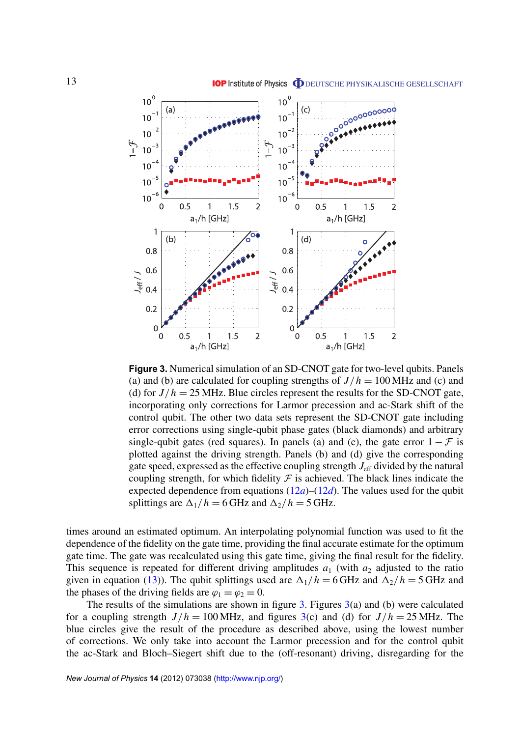(a)

$1-\mathcal{F}$

$10^{0}$ $10^{-1}$ $10^{-2}$ $10^{-3}$ $10^{-4}$ $10^{-5}$ $10^{-6}$

0 0.5 1 1.5 2

$a_1/h$ [GHz]

(c)

$1-\mathcal{F}$

$10^{0}$ $10^{-1}$ $10^{-2}$ $10^{-3}$ $10^{-4}$ $10^{-5}$ $10^{-6}$

0 0.5 1 1.5 2

$a_1/h$ [GHz]

(b)

$J_{\mathrm{eff}}$ / J

0 0.2 0.4 0.6 0.8 1

0 0.5 1 1.5 2

$a_1/h$ [GHz]

(d)

$J_{\mathrm{eff}}$ / J

0 0.2 0.4 0.6 0.8 1

0 0.5 1 1.5 2

$a_1/h$ [GHz]

**Figure 3.** Numerical simulation of an SD-CNOT gate for two-level qubits. Panels (a) and (b) are calculated for coupling strengths of $J/h = 100\,\mathrm{MHz}$ and (c) and (d) for $J/h = 25\,\mathrm{MHz}$. Blue circles represent the results for the SD-CNOT gate, incorporating only corrections for Larmor precession and ac-Stark shift of the control qubit. The other two data sets represent the SD-CNOT gate including error corrections using single-qubit phase gates (black diamonds) and arbitrary single-qubit gates (red squares). In panels (a) and (c), the gate error $1-\mathcal{F}$ is plotted against the driving strength. Panels (b) and (d) give the corresponding gate speed, expressed as the effective coupling strength $J_{\mathrm{eff}}$ divided by the natural coupling strength, for which fidelity $\mathcal{F}$ is achieved. The black lines indicate the expected dependence from equations (12*a*)–(12*d*). The values used for the qubit splittings are $\Delta_1/h = 6\,\mathrm{GHz}$ and $\Delta_2/h = 5\,\mathrm{GHz}$.

times around an estimated optimum. An interpolating polynomial function was used to fit the dependence of the fidelity on the gate time, providing the final accurate estimate for the optimum gate time. The gate was recalculated using this gate time, giving the final result for the fidelity. This sequence is repeated for different driving amplitudes $a_1$ (with $a_2$ adjusted to the ratio given in equation (13)). The qubit splittings used are $\Delta_1/h = 6\,\mathrm{GHz}$ and $\Delta_2/h = 5\,\mathrm{GHz}$ and the phases of the driving fields are $\varphi_1 = \varphi_2 = 0$.

The results of the simulations are shown in figure 3. Figures 3(a) and (b) were calculated for a coupling strength $J/h = 100\,\mathrm{MHz}$, and figures 3(c) and (d) for $J/h = 25\,\mathrm{MHz}$. The blue circles give the result of the procedure as described above, using the lowest number of corrections. We only take into account the Larmor precession and for the control qubit the ac-Stark and Bloch–Siegert shift due to the (off-resonant) driving, disregarding for the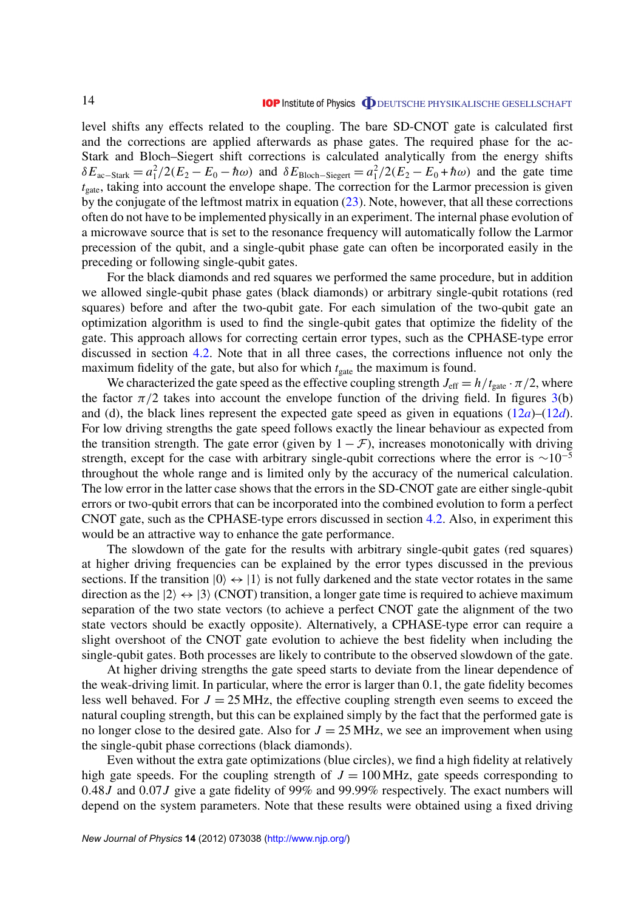level shifts any effects related to the coupling. The bare SD-CNOT gate is calculated first and the corrections are applied afterwards as phase gates. The required phase for the ac-Stark and Bloch–Siegert shift corrections is calculated analytically from the energy shifts $\delta E_{\text{ac-Stark}} = a_1^2/2(E_2 - E_0 - \hbar\omega)$ and $\delta E_{\text{Bloch-Siegert}} = a_1^2/2(E_2 - E_0 + \hbar\omega)$ and the gate time $t_{\text{gate}}$, taking into account the envelope shape. The correction for the Larmor precession is given by the conjugate of the leftmost matrix in equation (23). Note, however, that all these corrections often do not have to be implemented physically in an experiment. The internal phase evolution of a microwave source that is set to the resonance frequency will automatically follow the Larmor precession of the qubit, and a single-qubit phase gate can often be incorporated easily in the preceding or following single-qubit gates.

For the black diamonds and red squares we performed the same procedure, but in addition we allowed single-qubit phase gates (black diamonds) or arbitrary single-qubit rotations (red squares) before and after the two-qubit gate. For each simulation of the two-qubit gate an optimization algorithm is used to find the single-qubit gates that optimize the fidelity of the gate. This approach allows for correcting certain error types, such as the CPHASE-type error discussed in section 4.2. Note that in all three cases, the corrections influence not only the maximum fidelity of the gate, but also for which $t_{\text{gate}}$ the maximum is found.

We characterized the gate speed as the effective coupling strength $J_{\text{eff}} = h/t_{\text{gate}} \cdot \pi/2$, where the factor $\pi/2$ takes into account the envelope function of the driving field. In figures 3(b) and (d), the black lines represent the expected gate speed as given in equations (12*a*)–(12*d*). For low driving strengths the gate speed follows exactly the linear behaviour as expected from the transition strength. The gate error (given by $1 - \mathcal{F}$), increases monotonically with driving strength, except for the case with arbitrary single-qubit corrections where the error is $\sim 10^{-5}$ throughout the whole range and is limited only by the accuracy of the numerical calculation. The low error in the latter case shows that the errors in the SD-CNOT gate are either single-qubit errors or two-qubit errors that can be incorporated into the combined evolution to form a perfect CNOT gate, such as the CPHASE-type errors discussed in section 4.2. Also, in experiment this would be an attractive way to enhance the gate performance.

The slowdown of the gate for the results with arbitrary single-qubit gates (red squares) at higher driving frequencies can be explained by the error types discussed in the previous sections. If the transition $|0\rangle \leftrightarrow |1\rangle$ is not fully darkened and the state vector rotates in the same direction as the $|2\rangle \leftrightarrow |3\rangle$ (CNOT) transition, a longer gate time is required to achieve maximum separation of the two state vectors (to achieve a perfect CNOT gate the alignment of the two state vectors should be exactly opposite). Alternatively, a CPHASE-type error can require a slight overshoot of the CNOT gate evolution to achieve the best fidelity when including the single-qubit gates. Both processes are likely to contribute to the observed slowdown of the gate.

At higher driving strengths the gate speed starts to deviate from the linear dependence of the weak-driving limit. In particular, where the error is larger than 0.1, the gate fidelity becomes less well behaved. For $J = 25\,\text{MHz}$, the effective coupling strength even seems to exceed the natural coupling strength, but this can be explained simply by the fact that the performed gate is no longer close to the desired gate. Also for $J = 25\,\text{MHz}$, we see an improvement when using the single-qubit phase corrections (black diamonds).

Even without the extra gate optimizations (blue circles), we find a high fidelity at relatively high gate speeds. For the coupling strength of $J = 100\,\text{MHz}$, gate speeds corresponding to $0.48J$ and $0.07J$ give a gate fidelity of 99% and 99.99% respectively. The exact numbers will depend on the system parameters. Note that these results were obtained using a fixed driving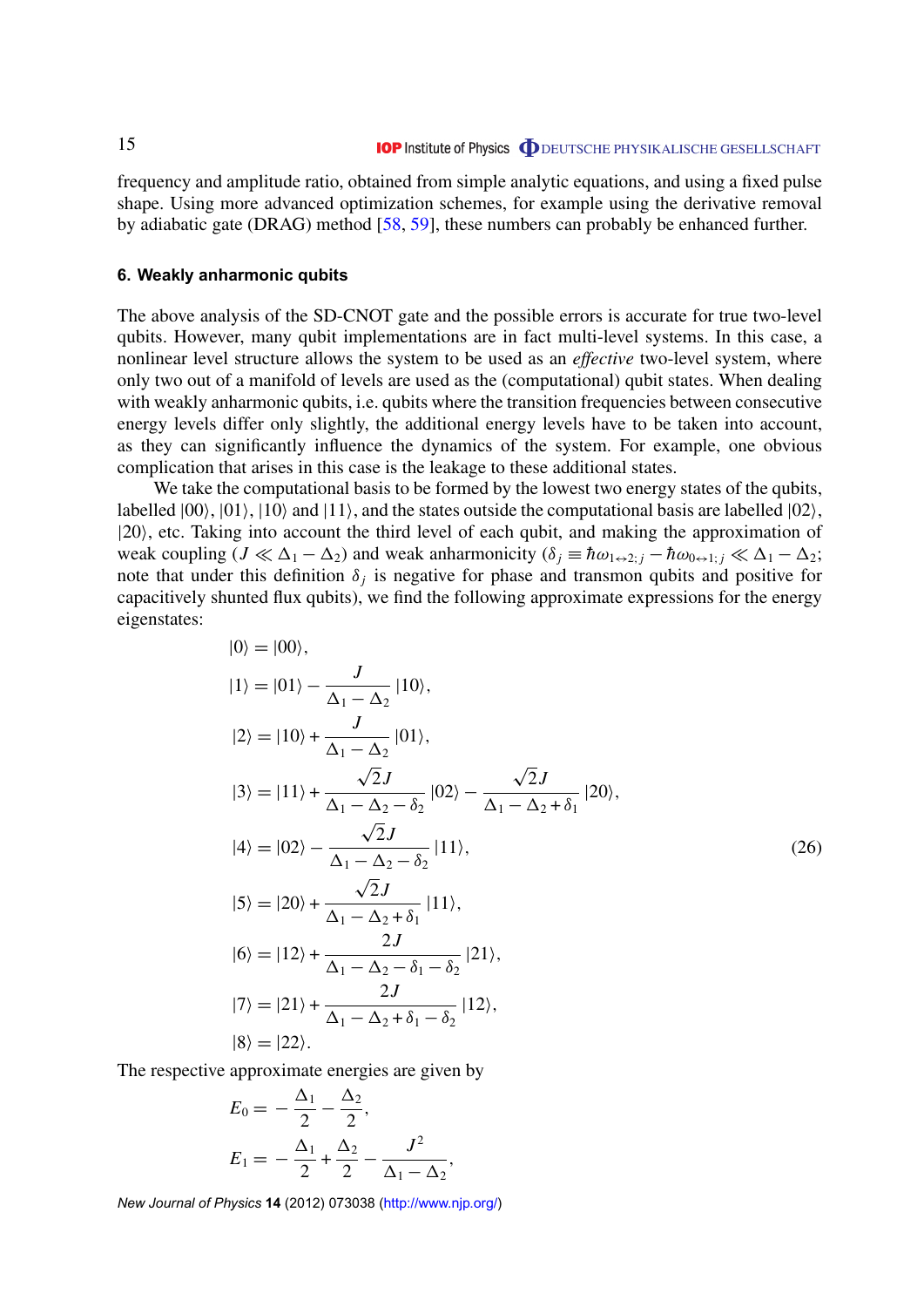frequency and amplitude ratio, obtained from simple analytic equations, and using a fixed pulse shape. Using more advanced optimization schemes, for example using the derivative removal by adiabatic gate (DRAG) method [58, 59], these numbers can probably be enhanced further.

## 6. Weakly anharmonic qubits

The above analysis of the SD-CNOT gate and the possible errors is accurate for true two-level qubits. However, many qubit implementations are in fact multi-level systems. In this case, a nonlinear level structure allows the system to be used as an *effective* two-level system, where only two out of a manifold of levels are used as the (computational) qubit states. When dealing with weakly anharmonic qubits, i.e. qubits where the transition frequencies between consecutive energy levels differ only slightly, the additional energy levels have to be taken into account, as they can significantly influence the dynamics of the system. For example, one obvious complication that arises in this case is the leakage to these additional states.

We take the computational basis to be formed by the lowest two energy states of the qubits, labelled $|00\rangle$, $|01\rangle$, $|10\rangle$ and $|11\rangle$, and the states outside the computational basis are labelled $|02\rangle$, $|20\rangle$, etc. Taking into account the third level of each qubit, and making the approximation of weak coupling ($J \ll \Delta_1 - \Delta_2$) and weak anharmonicity ($\delta_j \equiv \hbar\omega_{1\leftrightarrow 2;j} - \hbar\omega_{0\leftrightarrow 1;j} \ll \Delta_1 - \Delta_2$; note that under this definition $\delta_j$ is negative for phase and transmon qubits and positive for capacitively shunted flux qubits), we find the following approximate expressions for the energy eigenstates:

$$
\begin{aligned}
|0\rangle &= |00\rangle, \\
|1\rangle &= |01\rangle - \frac{J}{\Delta_1 - \Delta_2}|10\rangle, \\
|2\rangle &= |10\rangle + \frac{J}{\Delta_1 - \Delta_2}|01\rangle, \\
|3\rangle &= |11\rangle + \frac{\sqrt{2}J}{\Delta_1 - \Delta_2 - \delta_2}|02\rangle - \frac{\sqrt{2}J}{\Delta_1 - \Delta_2 + \delta_1}|20\rangle, \\
|4\rangle &= |02\rangle - \frac{\sqrt{2}J}{\Delta_1 - \Delta_2 - \delta_2}|11\rangle, \\
|5\rangle &= |20\rangle + \frac{\sqrt{2}J}{\Delta_1 - \Delta_2 + \delta_1}|11\rangle, \\
|6\rangle &= |12\rangle + \frac{2J}{\Delta_1 - \Delta_2 - \delta_1 - \delta_2}|21\rangle, \\
|7\rangle &= |21\rangle + \frac{2J}{\Delta_1 - \Delta_2 + \delta_1 - \delta_2}|12\rangle, \\
|8\rangle &= |22\rangle.
\end{aligned}
\tag{26}
$$

The respective approximate energies are given by

$$
\begin{aligned}
E_0 &= -\frac{\Delta_1}{2} - \frac{\Delta_2}{2}, \\
E_1 &= -\frac{\Delta_1}{2} + \frac{\Delta_2}{2} - \frac{J^2}{\Delta_1 - \Delta_2},
\end{aligned}
$$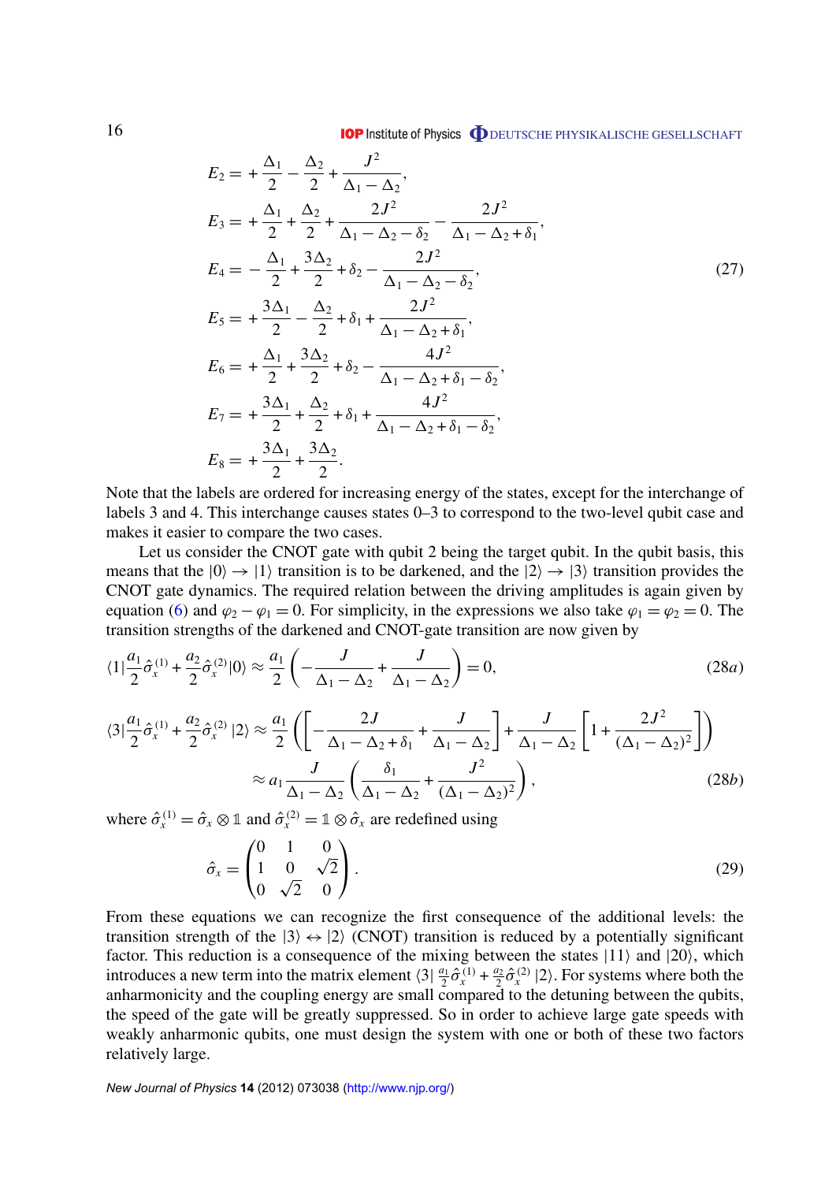$$
\begin{aligned}
E_2 &= +\frac{\Delta_1}{2} - \frac{\Delta_2}{2} + \frac{J^2}{\Delta_1 - \Delta_2}, \\
E_3 &= +\frac{\Delta_1}{2} + \frac{\Delta_2}{2} + \frac{2J^2}{\Delta_1 - \Delta_2 - \delta_2} - \frac{2J^2}{\Delta_1 - \Delta_2 + \delta_1}, \\
E_4 &= -\frac{\Delta_1}{2} + \frac{3\Delta_2}{2} + \delta_2 - \frac{2J^2}{\Delta_1 - \Delta_2 - \delta_2}, \\
E_5 &= +\frac{3\Delta_1}{2} - \frac{\Delta_2}{2} + \delta_1 + \frac{2J^2}{\Delta_1 - \Delta_2 + \delta_1}, \\
E_6 &= +\frac{\Delta_1}{2} + \frac{3\Delta_2}{2} + \delta_2 - \frac{4J^2}{\Delta_1 - \Delta_2 + \delta_1 - \delta_2}, \\
E_7 &= +\frac{3\Delta_1}{2} + \frac{\Delta_2}{2} + \delta_1 + \frac{4J^2}{\Delta_1 - \Delta_2 + \delta_1 - \delta_2}, \\
E_8 &= +\frac{3\Delta_1}{2} + \frac{3\Delta_2}{2}.
\end{aligned}
\tag{27}
$$

Note that the labels are ordered for increasing energy of the states, except for the interchange of labels 3 and 4. This interchange causes states 0–3 to correspond to the two-level qubit case and makes it easier to compare the two cases.

Let us consider the CNOT gate with qubit 2 being the target qubit. In the qubit basis, this means that the $|0\rangle \to |1\rangle$ transition is to be darkened, and the $|2\rangle \to |3\rangle$ transition provides the CNOT gate dynamics. The required relation between the driving amplitudes is again given by equation (6) and $\varphi_2 - \varphi_1 = 0$. For simplicity, in the expressions we also take $\varphi_1 = \varphi_2 = 0$. The transition strengths of the darkened and CNOT-gate transition are now given by

$$
\langle 1|\frac{a_1}{2}\hat{\sigma}_x^{(1)} + \frac{a_2}{2}\hat{\sigma}_x^{(2)}|0\rangle \approx \frac{a_1}{2}\left(-\frac{J}{\Delta_1 - \Delta_2} + \frac{J}{\Delta_1 - \Delta_2}\right) = 0,
\tag{28a}
$$

$$
\begin{aligned}
\langle 3|\frac{a_1}{2}\hat{\sigma}_x^{(1)} + \frac{a_2}{2}\hat{\sigma}_x^{(2)}|2\rangle &\approx \frac{a_1}{2}\left(\left[-\frac{2J}{\Delta_1 - \Delta_2 + \delta_1} + \frac{J}{\Delta_1 - \Delta_2}\right] + \frac{J}{\Delta_1 - \Delta_2}\left[1 + \frac{2J^2}{(\Delta_1 - \Delta_2)^2}\right]\right) \\
&\approx a_1 \frac{J}{\Delta_1 - \Delta_2}\left(\frac{\delta_1}{\Delta_1 - \Delta_2} + \frac{J^2}{(\Delta_1 - \Delta_2)^2}\right),
\end{aligned}
\tag{28b}
$$

where $\hat{\sigma}_x^{(1)} = \hat{\sigma}_x \otimes \mathbb{1}$ and $\hat{\sigma}_x^{(2)} = \mathbb{1} \otimes \hat{\sigma}_x$ are redefined using

$$
\hat{\sigma}_x = \begin{pmatrix} 0 & 1 & 0 \\ 1 & 0 & \sqrt{2} \\ 0 & \sqrt{2} & 0 \end{pmatrix}.
\tag{29}
$$

From these equations we can recognize the first consequence of the additional levels: the transition strength of the $|3\rangle \leftrightarrow |2\rangle$ (CNOT) transition is reduced by a potentially significant factor. This reduction is a consequence of the mixing between the states $|11\rangle$ and $|20\rangle$, which introduces a new term into the matrix element $\langle 3|\,\frac{a_1}{2}\hat{\sigma}_x^{(1)} + \frac{a_2}{2}\hat{\sigma}_x^{(2)}\,|2\rangle$. For systems where both the anharmonicity and the coupling energy are small compared to the detuning between the qubits, the speed of the gate will be greatly suppressed. So in order to achieve large gate speeds with weakly anharmonic qubits, one must design the system with one or both of these two factors relatively large.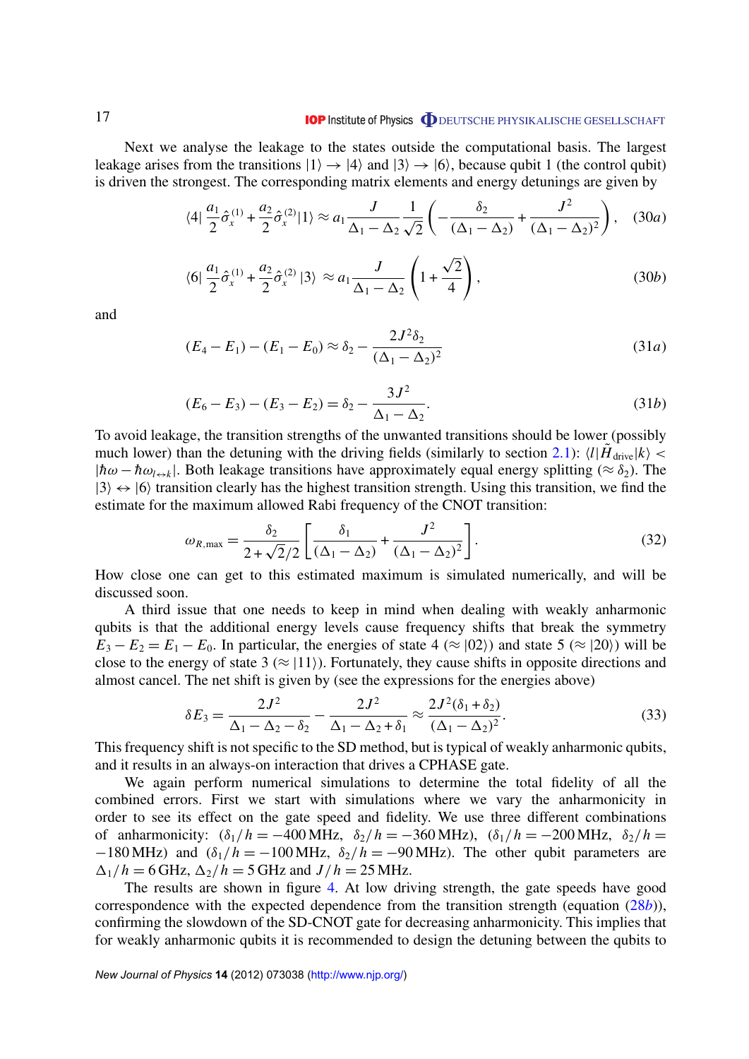Next we analyse the leakage to the states outside the computational basis. The largest leakage arises from the transitions $|1\rangle \to |4\rangle$ and $|3\rangle \to |6\rangle$, because qubit 1 (the control qubit) is driven the strongest. The corresponding matrix elements and energy detunings are given by

$$\langle 4| \frac{a_1}{2}\hat{\sigma}_x^{(1)} + \frac{a_2}{2}\hat{\sigma}_x^{(2)}|1\rangle \approx a_1 \frac{J}{\Delta_1 - \Delta_2}\frac{1}{\sqrt{2}}\left(-\frac{\delta_2}{(\Delta_1-\Delta_2)} + \frac{J^2}{(\Delta_1-\Delta_2)^2}\right), \quad (30a)$$

$$\langle 6| \frac{a_1}{2}\hat{\sigma}_x^{(1)} + \frac{a_2}{2}\hat{\sigma}_x^{(2)}|3\rangle \approx a_1 \frac{J}{\Delta_1 - \Delta_2}\left(1 + \frac{\sqrt{2}}{4}\right), \quad (30b)$$

and

$$(E_4 - E_1) - (E_1 - E_0) \approx \delta_2 - \frac{2J^2\delta_2}{(\Delta_1 - \Delta_2)^2} \quad (31a)$$

$$(E_6 - E_3) - (E_3 - E_2) = \delta_2 - \frac{3J^2}{\Delta_1 - \Delta_2}. \quad (31b)$$

To avoid leakage, the transition strengths of the unwanted transitions should be lower (possibly much lower) than the detuning with the driving fields (similarly to section 2.1): $\langle l|\tilde{H}_{\rm drive}|k\rangle < |\hbar\omega - \hbar\omega_{l\leftrightarrow k}|$. Both leakage transitions have approximately equal energy splitting ($\approx \delta_2$). The $|3\rangle \leftrightarrow |6\rangle$ transition clearly has the highest transition strength. Using this transition, we find the estimate for the maximum allowed Rabi frequency of the CNOT transition:

$$\omega_{R,\max} = \frac{\delta_2}{2+\sqrt{2}/2}\left[\frac{\delta_1}{(\Delta_1-\Delta_2)} + \frac{J^2}{(\Delta_1-\Delta_2)^2}\right]. \quad (32)$$

How close one can get to this estimated maximum is simulated numerically, and will be discussed soon.

A third issue that one needs to keep in mind when dealing with weakly anharmonic qubits is that the additional energy levels cause frequency shifts that break the symmetry $E_3 - E_2 = E_1 - E_0$. In particular, the energies of state 4 ($\approx |02\rangle$) and state 5 ($\approx |20\rangle$) will be close to the energy of state 3 ($\approx |11\rangle$). Fortunately, they cause shifts in opposite directions and almost cancel. The net shift is given by (see the expressions for the energies above)

$$\delta E_3 = \frac{2J^2}{\Delta_1 - \Delta_2 - \delta_2} - \frac{2J^2}{\Delta_1 - \Delta_2 + \delta_1} \approx \frac{2J^2(\delta_1 + \delta_2)}{(\Delta_1 - \Delta_2)^2}. \quad (33)$$

This frequency shift is not specific to the SD method, but is typical of weakly anharmonic qubits, and it results in an always-on interaction that drives a CPHASE gate.

We again perform numerical simulations to determine the total fidelity of all the combined errors. First we start with simulations where we vary the anharmonicity in order to see its effect on the gate speed and fidelity. We use three different combinations of anharmonicity: ($\delta_1/h = -400$ MHz, $\delta_2/h = -360$ MHz), ($\delta_1/h = -200$ MHz, $\delta_2/h = -180$ MHz) and ($\delta_1/h = -100$ MHz, $\delta_2/h = -90$ MHz). The other qubit parameters are $\Delta_1/h = 6$ GHz, $\Delta_2/h = 5$ GHz and $J/h = 25$ MHz.

The results are shown in figure 4. At low driving strength, the gate speeds have good correspondence with the expected dependence from the transition strength (equation (28*b*)), confirming the slowdown of the SD-CNOT gate for decreasing anharmonicity. This implies that for weakly anharmonic qubits it is recommended to design the detuning between the qubits to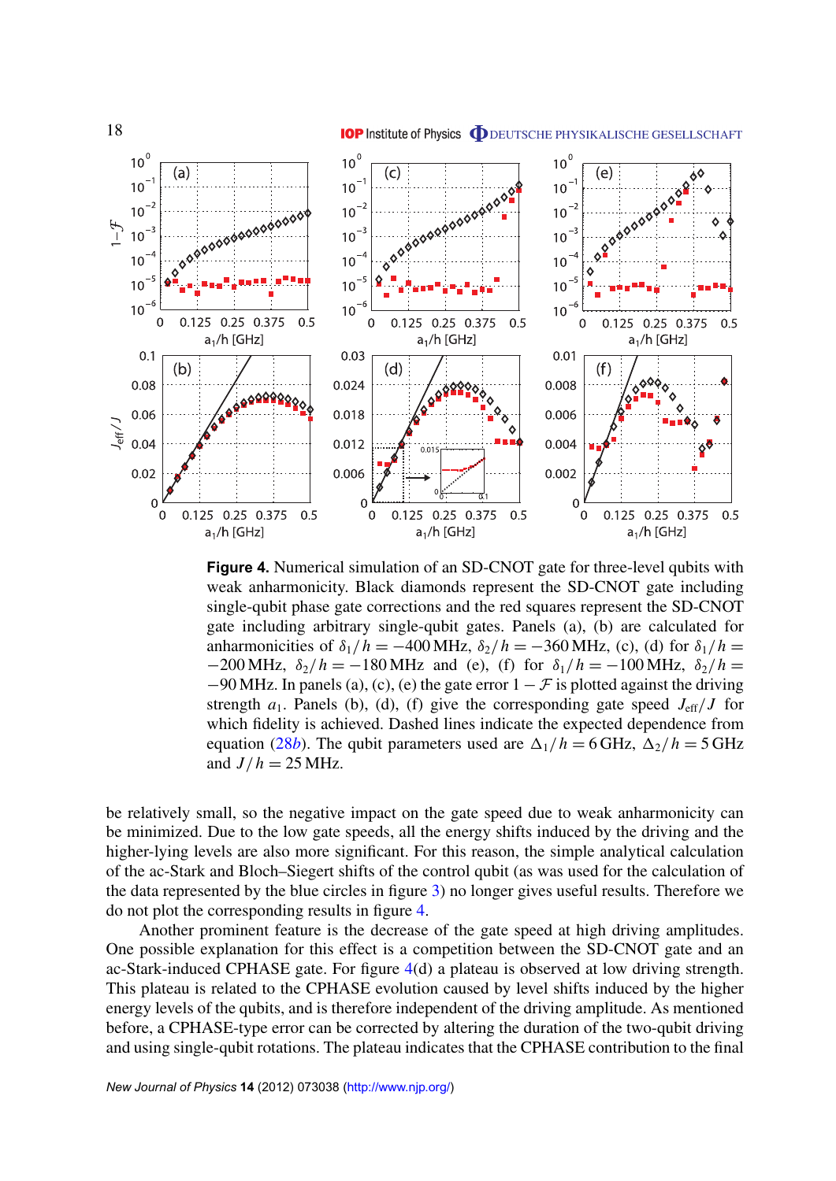(a)

$10^0$
$10^{-1}$
$10^{-2}$
$10^{-3}$
$10^{-4}$
$10^{-5}$
$10^{-6}$

$1-\mathcal{F}$

0 0.125 0.25 0.375 0.5

$a_1/h$ [GHz]

(c)

$10^0$
$10^{-1}$
$10^{-2}$
$10^{-3}$
$10^{-4}$
$10^{-5}$
$10^{-6}$

0 0.125 0.25 0.375 0.5

$a_1/h$ [GHz]

(e)

$10^0$
$10^{-1}$
$10^{-2}$
$10^{-3}$
$10^{-4}$
$10^{-5}$
$10^{-6}$

0 0.125 0.25 0.375 0.5

$a_1/h$ [GHz]

(b)

0.1
0.08
0.06
0.04
0.02
0

$J_{\mathrm{eff}}/J$

0 0.125 0.25 0.375 0.5

$a_1/h$ [GHz]

(d)

0.03
0.024
0.018
0.012
0.006
0

0.015

0

0 0.1

0 0.125 0.25 0.375 0.5

$a_1/h$ [GHz]

(f)

0.01
0.008
0.006
0.004
0.002
0

0 0.125 0.25 0.375 0.5

$a_1/h$ [GHz]

**Figure 4.** Numerical simulation of an SD-CNOT gate for three-level qubits with weak anharmonicity. Black diamonds represent the SD-CNOT gate including single-qubit phase gate corrections and the red squares represent the SD-CNOT gate including arbitrary single-qubit gates. Panels (a), (b) are calculated for anharmonicities of $\delta_1/h = -400$ MHz, $\delta_2/h = -360$ MHz, (c), (d) for $\delta_1/h = -200$ MHz, $\delta_2/h = -180$ MHz and (e), (f) for $\delta_1/h = -100$ MHz, $\delta_2/h = -90$ MHz. In panels (a), (c), (e) the gate error $1 - \mathcal{F}$ is plotted against the driving strength $a_1$. Panels (b), (d), (f) give the corresponding gate speed $J_{\mathrm{eff}}/J$ for which fidelity is achieved. Dashed lines indicate the expected dependence from equation (28*b*). The qubit parameters used are $\Delta_1/h = 6$ GHz, $\Delta_2/h = 5$ GHz and $J/h = 25$ MHz.

be relatively small, so the negative impact on the gate speed due to weak anharmonicity can be minimized. Due to the low gate speeds, all the energy shifts induced by the driving and the higher-lying levels are also more significant. For this reason, the simple analytical calculation of the ac-Stark and Bloch–Siegert shifts of the control qubit (as was used for the calculation of the data represented by the blue circles in figure 3) no longer gives useful results. Therefore we do not plot the corresponding results in figure 4.

Another prominent feature is the decrease of the gate speed at high driving amplitudes. One possible explanation for this effect is a competition between the SD-CNOT gate and an ac-Stark-induced CPHASE gate. For figure 4(d) a plateau is observed at low driving strength. This plateau is related to the CPHASE evolution caused by level shifts induced by the higher energy levels of the qubits, and is therefore independent of the driving amplitude. As mentioned before, a CPHASE-type error can be corrected by altering the duration of the two-qubit driving and using single-qubit rotations. The plateau indicates that the CPHASE contribution to the final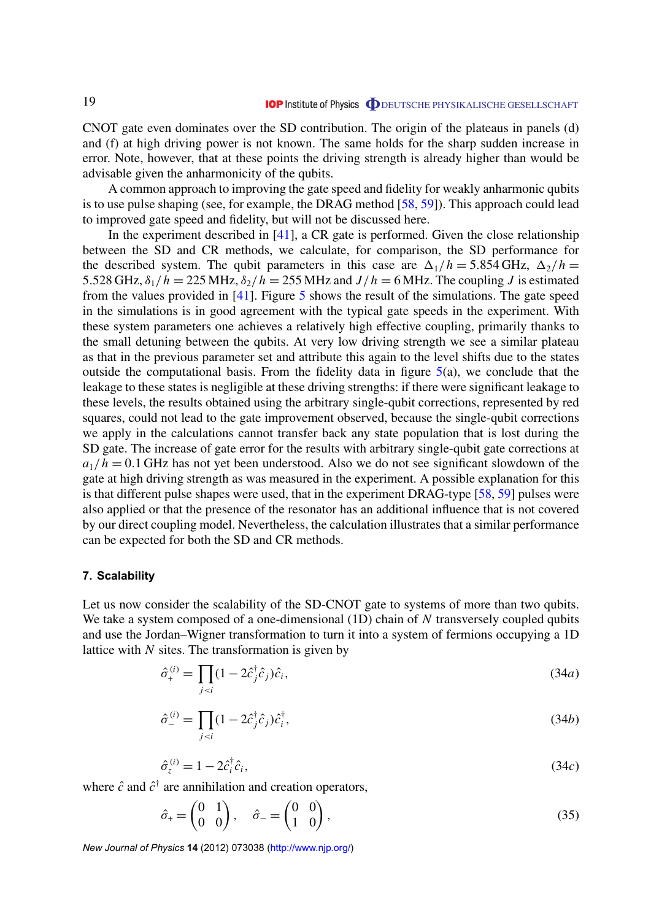CNOT gate even dominates over the SD contribution. The origin of the plateaus in panels (d) and (f) at high driving power is not known. The same holds for the sharp sudden increase in error. Note, however, that at these points the driving strength is already higher than would be advisable given the anharmonicity of the qubits.

A common approach to improving the gate speed and fidelity for weakly anharmonic qubits is to use pulse shaping (see, for example, the DRAG method [58, 59]). This approach could lead to improved gate speed and fidelity, but will not be discussed here.

In the experiment described in [41], a CR gate is performed. Given the close relationship between the SD and CR methods, we calculate, for comparison, the SD performance for the described system. The qubit parameters in this case are $\Delta_1/h = 5.854\,\text{GHz}$, $\Delta_2/h = 5.528\,\text{GHz}$, $\delta_1/h = 225\,\text{MHz}$, $\delta_2/h = 255\,\text{MHz}$ and $J/h = 6\,\text{MHz}$. The coupling $J$ is estimated from the values provided in [41]. Figure 5 shows the result of the simulations. The gate speed in the simulations is in good agreement with the typical gate speeds in the experiment. With these system parameters one achieves a relatively high effective coupling, primarily thanks to the small detuning between the qubits. At very low driving strength we see a similar plateau as that in the previous parameter set and attribute this again to the level shifts due to the states outside the computational basis. From the fidelity data in figure 5(a), we conclude that the leakage to these states is negligible at these driving strengths: if there were significant leakage to these levels, the results obtained using the arbitrary single-qubit corrections, represented by red squares, could not lead to the gate improvement observed, because the single-qubit corrections we apply in the calculations cannot transfer back any state population that is lost during the SD gate. The increase of gate error for the results with arbitrary single-qubit gate corrections at $a_1/h = 0.1\,\text{GHz}$ has not yet been understood. Also we do not see significant slowdown of the gate at high driving strength as was measured in the experiment. A possible explanation for this is that different pulse shapes were used, that in the experiment DRAG-type [58, 59] pulses were also applied or that the presence of the resonator has an additional influence that is not covered by our direct coupling model. Nevertheless, the calculation illustrates that a similar performance can be expected for both the SD and CR methods.

## 7. Scalability

Let us now consider the scalability of the SD-CNOT gate to systems of more than two qubits. We take a system composed of a one-dimensional (1D) chain of $N$ transversely coupled qubits and use the Jordan–Wigner transformation to turn it into a system of fermions occupying a 1D lattice with $N$ sites. The transformation is given by

$$\hat{\sigma}_+^{(i)} = \prod_{j<i}(1 - 2\hat{c}_j^\dagger \hat{c}_j)\hat{c}_i, \tag{34a}$$

$$\hat{\sigma}_-^{(i)} = \prod_{j<i}(1 - 2\hat{c}_j^\dagger \hat{c}_j)\hat{c}_i^\dagger, \tag{34b}$$

$$\hat{\sigma}_z^{(i)} = 1 - 2\hat{c}_i^\dagger \hat{c}_i, \tag{34c}$$

where $\hat{c}$ and $\hat{c}^\dagger$ are annihilation and creation operators,

$$\hat{\sigma}_+ = \begin{pmatrix} 0 & 1 \\ 0 & 0 \end{pmatrix}, \quad \hat{\sigma}_- = \begin{pmatrix} 0 & 0 \\ 1 & 0 \end{pmatrix}, \tag{35}$$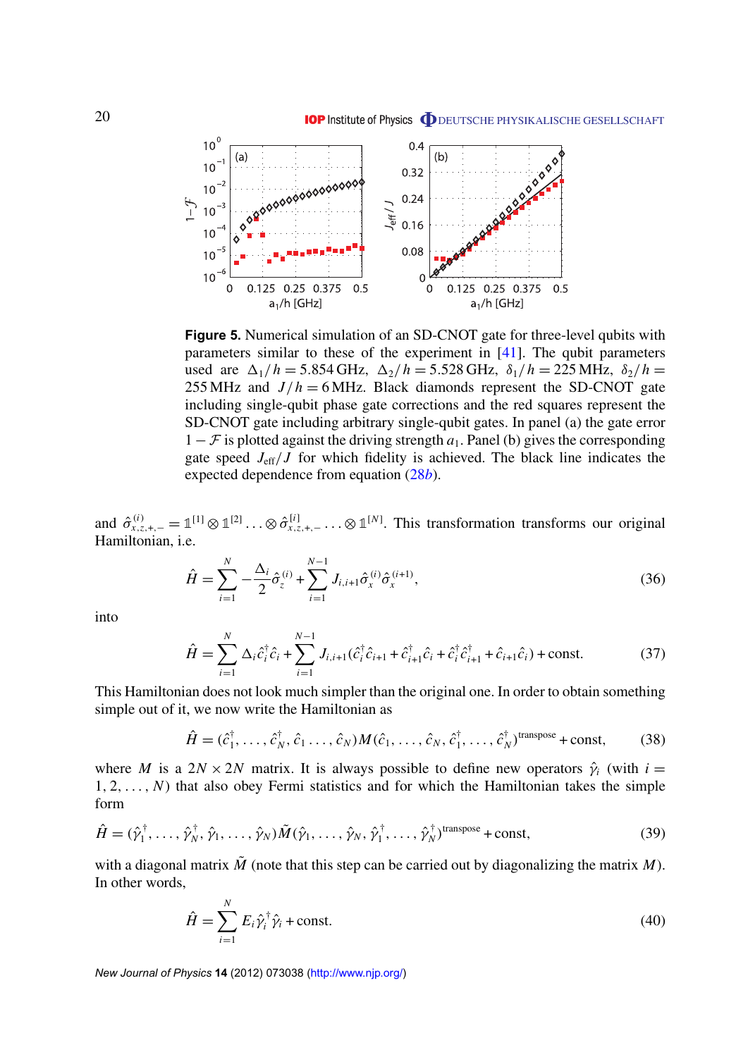**Figure 5.** Numerical simulation of an SD-CNOT gate for three-level qubits with parameters similar to these of the experiment in [41]. The qubit parameters used are $\Delta_1/h = 5.854$ GHz, $\Delta_2/h = 5.528$ GHz, $\delta_1/h = 225$ MHz, $\delta_2/h = 255$ MHz and $J/h = 6$ MHz. Black diamonds represent the SD-CNOT gate including single-qubit phase gate corrections and the red squares represent the SD-CNOT gate including arbitrary single-qubit gates. In panel (a) the gate error $1 - \mathcal{F}$ is plotted against the driving strength $a_1$. Panel (b) gives the corresponding gate speed $J_{\text{eff}}/J$ for which fidelity is achieved. The black line indicates the expected dependence from equation (28*b*).

and $\hat{\sigma}^{(i)}_{x,z,+,-} = \mathbb{1}^{[1]} \otimes \mathbb{1}^{[2]} \ldots \otimes \hat{\sigma}^{[i]}_{x,z,+,-} \ldots \otimes \mathbb{1}^{[N]}$. This transformation transforms our original Hamiltonian, i.e.

$$\hat{H} = \sum_{i=1}^{N} -\frac{\Delta_i}{2}\hat{\sigma}_z^{(i)} + \sum_{i=1}^{N-1} J_{i,i+1}\hat{\sigma}_x^{(i)}\hat{\sigma}_x^{(i+1)}, \tag{36}$$

into

$$\hat{H} = \sum_{i=1}^{N} \Delta_i \hat{c}_i^\dagger \hat{c}_i + \sum_{i=1}^{N-1} J_{i,i+1}(\hat{c}_i^\dagger \hat{c}_{i+1} + \hat{c}_{i+1}^\dagger \hat{c}_i + \hat{c}_i^\dagger \hat{c}_{i+1}^\dagger + \hat{c}_{i+1}\hat{c}_i) + \text{const.} \tag{37}$$

This Hamiltonian does not look much simpler than the original one. In order to obtain something simple out of it, we now write the Hamiltonian as

$$\hat{H} = (\hat{c}_1^\dagger, \ldots, \hat{c}_N^\dagger, \hat{c}_1 \ldots, \hat{c}_N) M (\hat{c}_1, \ldots, \hat{c}_N, \hat{c}_1^\dagger, \ldots, \hat{c}_N^\dagger)^{\text{transpose}} + \text{const}, \tag{38}$$

where $M$ is a $2N \times 2N$ matrix. It is always possible to define new operators $\hat{\gamma}_i$ (with $i = 1, 2, \ldots, N$) that also obey Fermi statistics and for which the Hamiltonian takes the simple form

$$\hat{H} = (\hat{\gamma}_1^\dagger, \ldots, \hat{\gamma}_N^\dagger, \hat{\gamma}_1, \ldots, \hat{\gamma}_N) \tilde{M} (\hat{\gamma}_1, \ldots, \hat{\gamma}_N, \hat{\gamma}_1^\dagger, \ldots, \hat{\gamma}_N^\dagger)^{\text{transpose}} + \text{const}, \tag{39}$$

with a diagonal matrix $\tilde{M}$ (note that this step can be carried out by diagonalizing the matrix $M$). In other words,

$$\hat{H} = \sum_{i=1}^{N} E_i \hat{\gamma}_i^\dagger \hat{\gamma}_i + \text{const.} \tag{40}$$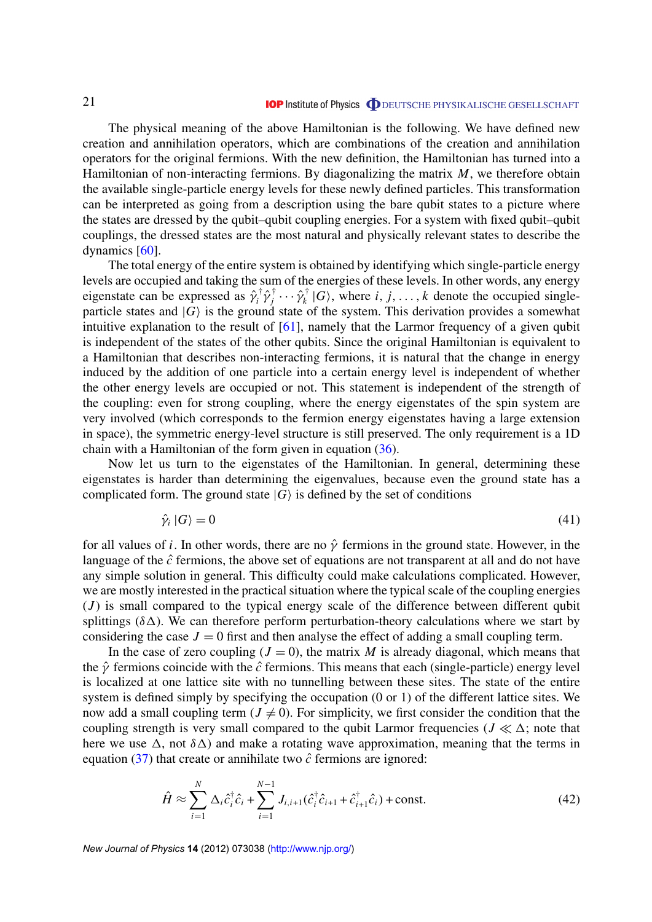The physical meaning of the above Hamiltonian is the following. We have defined new creation and annihilation operators, which are combinations of the creation and annihilation operators for the original fermions. With the new definition, the Hamiltonian has turned into a Hamiltonian of non-interacting fermions. By diagonalizing the matrix $M$, we therefore obtain the available single-particle energy levels for these newly defined particles. This transformation can be interpreted as going from a description using the bare qubit states to a picture where the states are dressed by the qubit–qubit coupling energies. For a system with fixed qubit–qubit couplings, the dressed states are the most natural and physically relevant states to describe the dynamics [60].

The total energy of the entire system is obtained by identifying which single-particle energy levels are occupied and taking the sum of the energies of these levels. In other words, any energy eigenstate can be expressed as $\hat{\gamma}_i^\dagger \hat{\gamma}_j^\dagger \cdots \hat{\gamma}_k^\dagger |G\rangle$, where $i, j, \ldots, k$ denote the occupied single-particle states and $|G\rangle$ is the ground state of the system. This derivation provides a somewhat intuitive explanation to the result of [61], namely that the Larmor frequency of a given qubit is independent of the states of the other qubits. Since the original Hamiltonian is equivalent to a Hamiltonian that describes non-interacting fermions, it is natural that the change in energy induced by the addition of one particle into a certain energy level is independent of whether the other energy levels are occupied or not. This statement is independent of the strength of the coupling: even for strong coupling, where the energy eigenstates of the spin system are very involved (which corresponds to the fermion energy eigenstates having a large extension in space), the symmetric energy-level structure is still preserved. The only requirement is a 1D chain with a Hamiltonian of the form given in equation (36).

Now let us turn to the eigenstates of the Hamiltonian. In general, determining these eigenstates is harder than determining the eigenvalues, because even the ground state has a complicated form. The ground state $|G\rangle$ is defined by the set of conditions

$$\hat{\gamma}_i |G\rangle = 0 \tag{41}$$

for all values of $i$. In other words, there are no $\hat{\gamma}$ fermions in the ground state. However, in the language of the $\hat{c}$ fermions, the above set of equations are not transparent at all and do not have any simple solution in general. This difficulty could make calculations complicated. However, we are mostly interested in the practical situation where the typical scale of the coupling energies ($J$) is small compared to the typical energy scale of the difference between different qubit splittings ($\delta\Delta$). We can therefore perform perturbation-theory calculations where we start by considering the case $J = 0$ first and then analyse the effect of adding a small coupling term.

In the case of zero coupling ($J = 0$), the matrix $M$ is already diagonal, which means that the $\hat{\gamma}$ fermions coincide with the $\hat{c}$ fermions. This means that each (single-particle) energy level is localized at one lattice site with no tunnelling between these sites. The state of the entire system is defined simply by specifying the occupation (0 or 1) of the different lattice sites. We now add a small coupling term ($J \neq 0$). For simplicity, we first consider the condition that the coupling strength is very small compared to the qubit Larmor frequencies ($J \ll \Delta$; note that here we use $\Delta$, not $\delta\Delta$) and make a rotating wave approximation, meaning that the terms in equation (37) that create or annihilate two $\hat{c}$ fermions are ignored:

$$\hat{H} \approx \sum_{i=1}^{N} \Delta_i \hat{c}_i^\dagger \hat{c}_i + \sum_{i=1}^{N-1} J_{i,i+1} (\hat{c}_i^\dagger \hat{c}_{i+1} + \hat{c}_{i+1}^\dagger \hat{c}_i) + \text{const.} \tag{42}$$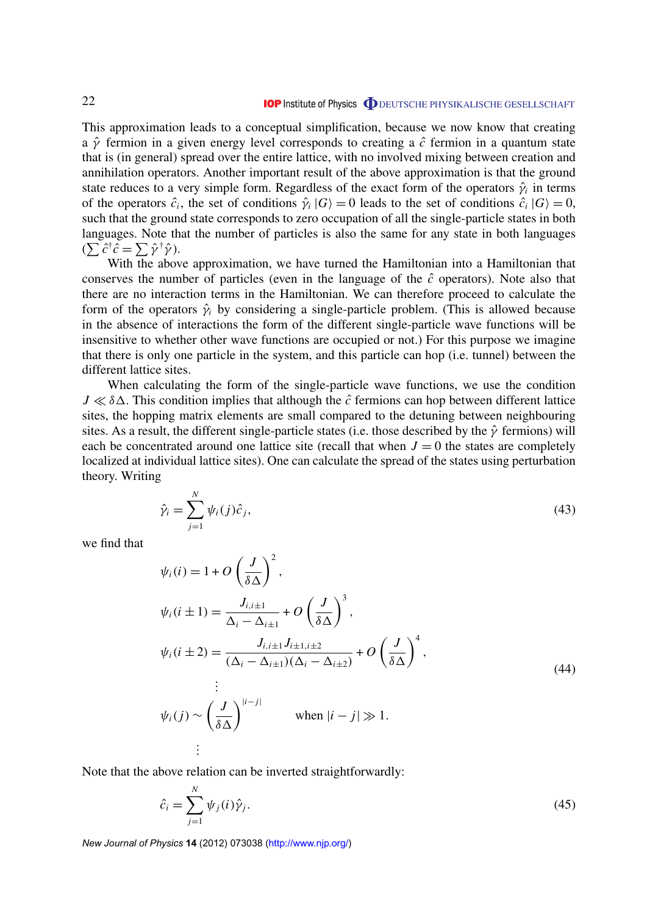This approximation leads to a conceptual simplification, because we now know that creating a $\hat{\gamma}$ fermion in a given energy level corresponds to creating a $\hat{c}$ fermion in a quantum state that is (in general) spread over the entire lattice, with no involved mixing between creation and annihilation operators. Another important result of the above approximation is that the ground state reduces to a very simple form. Regardless of the exact form of the operators $\hat{\gamma}_i$ in terms of the operators $\hat{c}_i$, the set of conditions $\hat{\gamma}_i |G\rangle = 0$ leads to the set of conditions $\hat{c}_i |G\rangle = 0$, such that the ground state corresponds to zero occupation of all the single-particle states in both languages. Note that the number of particles is also the same for any state in both languages ($\sum \hat{c}^\dagger \hat{c} = \sum \hat{\gamma}^\dagger \hat{\gamma}$).

With the above approximation, we have turned the Hamiltonian into a Hamiltonian that conserves the number of particles (even in the language of the $\hat{c}$ operators). Note also that there are no interaction terms in the Hamiltonian. We can therefore proceed to calculate the form of the operators $\hat{\gamma}_i$ by considering a single-particle problem. (This is allowed because in the absence of interactions the form of the different single-particle wave functions will be insensitive to whether other wave functions are occupied or not.) For this purpose we imagine that there is only one particle in the system, and this particle can hop (i.e. tunnel) between the different lattice sites.

When calculating the form of the single-particle wave functions, we use the condition $J \ll \delta\Delta$. This condition implies that although the $\hat{c}$ fermions can hop between different lattice sites, the hopping matrix elements are small compared to the detuning between neighbouring sites. As a result, the different single-particle states (i.e. those described by the $\hat{\gamma}$ fermions) will each be concentrated around one lattice site (recall that when $J = 0$ the states are completely localized at individual lattice sites). One can calculate the spread of the states using perturbation theory. Writing

$$\hat{\gamma}_i = \sum_{j=1}^{N} \psi_i(j) \hat{c}_j, \tag{43}$$

we find that

$$\begin{aligned}
\psi_i(i) &= 1 + O\left(\frac{J}{\delta\Delta}\right)^2, \\
\psi_i(i \pm 1) &= \frac{J_{i,i\pm 1}}{\Delta_i - \Delta_{i\pm 1}} + O\left(\frac{J}{\delta\Delta}\right)^3, \\
\psi_i(i \pm 2) &= \frac{J_{i,i\pm 1} J_{i\pm 1,i\pm 2}}{(\Delta_i - \Delta_{i\pm 1})(\Delta_i - \Delta_{i\pm 2})} + O\left(\frac{J}{\delta\Delta}\right)^4, \\
&\ \vdots \\
\psi_i(j) &\sim \left(\frac{J}{\delta\Delta}\right)^{|i-j|} \qquad \text{when } |i-j| \gg 1. \\
&\ \vdots
\end{aligned} \tag{44}$$

Note that the above relation can be inverted straightforwardly:

$$\hat{c}_i = \sum_{j=1}^{N} \psi_j(i) \hat{\gamma}_j. \tag{45}$$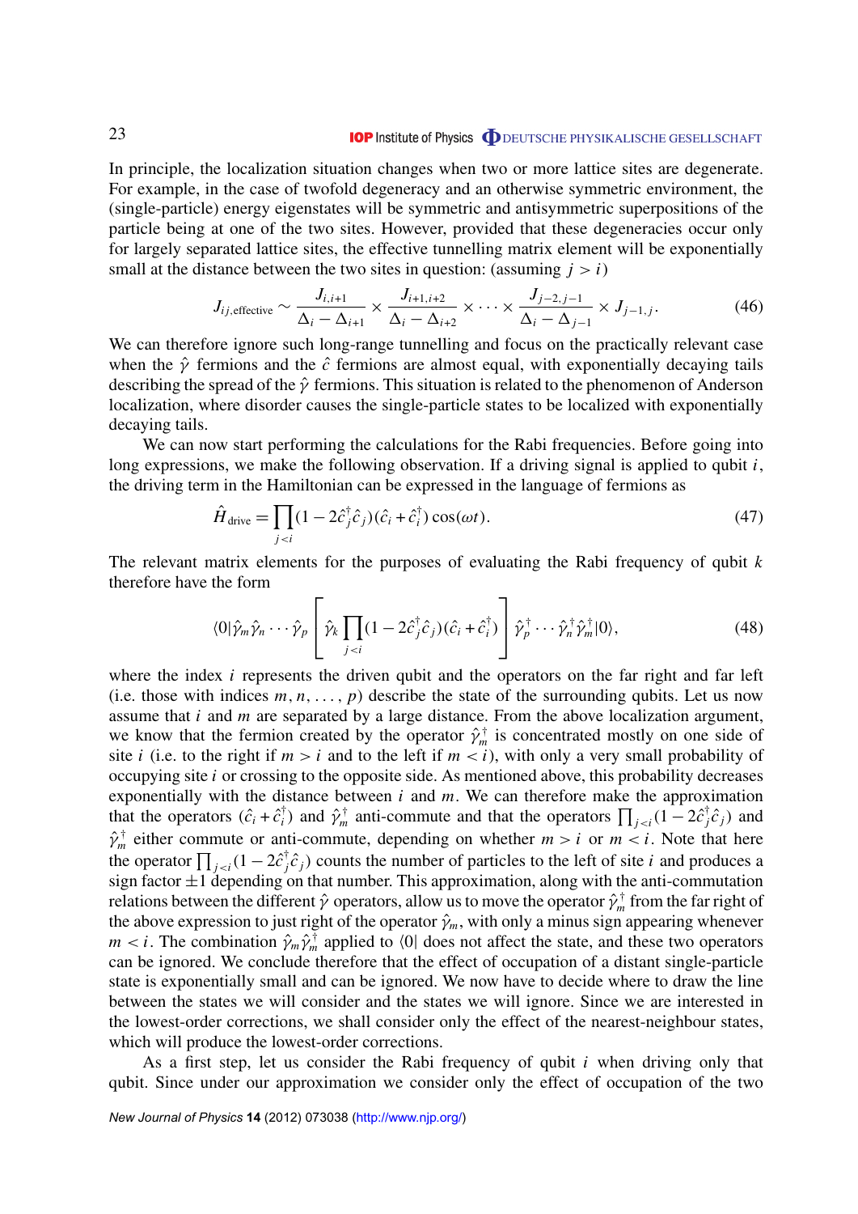In principle, the localization situation changes when two or more lattice sites are degenerate. For example, in the case of twofold degeneracy and an otherwise symmetric environment, the (single-particle) energy eigenstates will be symmetric and antisymmetric superpositions of the particle being at one of the two sites. However, provided that these degeneracies occur only for largely separated lattice sites, the effective tunnelling matrix element will be exponentially small at the distance between the two sites in question: (assuming $j > i$)

$$J_{ij,\text{effective}} \sim \frac{J_{i,i+1}}{\Delta_i - \Delta_{i+1}} \times \frac{J_{i+1,i+2}}{\Delta_i - \Delta_{i+2}} \times \cdots \times \frac{J_{j-2,j-1}}{\Delta_i - \Delta_{j-1}} \times J_{j-1,j}. \tag{46}$$

We can therefore ignore such long-range tunnelling and focus on the practically relevant case when the $\hat{\gamma}$ fermions and the $\hat{c}$ fermions are almost equal, with exponentially decaying tails describing the spread of the $\hat{\gamma}$ fermions. This situation is related to the phenomenon of Anderson localization, where disorder causes the single-particle states to be localized with exponentially decaying tails.

We can now start performing the calculations for the Rabi frequencies. Before going into long expressions, we make the following observation. If a driving signal is applied to qubit $i$, the driving term in the Hamiltonian can be expressed in the language of fermions as

$$\hat{H}_{\text{drive}} = \prod_{j<i} (1 - 2\hat{c}_j^\dagger \hat{c}_j)(\hat{c}_i + \hat{c}_i^\dagger) \cos(\omega t). \tag{47}$$

The relevant matrix elements for the purposes of evaluating the Rabi frequency of qubit $k$ therefore have the form

$$\langle 0 | \hat{\gamma}_m \hat{\gamma}_n \cdots \hat{\gamma}_p \left[ \hat{\gamma}_k \prod_{j<i} (1 - 2\hat{c}_j^\dagger \hat{c}_j)(\hat{c}_i + \hat{c}_i^\dagger) \right] \hat{\gamma}_p^\dagger \cdots \hat{\gamma}_n^\dagger \hat{\gamma}_m^\dagger | 0 \rangle, \tag{48}$$

where the index $i$ represents the driven qubit and the operators on the far right and far left (i.e. those with indices $m, n, \ldots, p$) describe the state of the surrounding qubits. Let us now assume that $i$ and $m$ are separated by a large distance. From the above localization argument, we know that the fermion created by the operator $\hat{\gamma}_m^\dagger$ is concentrated mostly on one side of site $i$ (i.e. to the right if $m > i$ and to the left if $m < i$), with only a very small probability of occupying site $i$ or crossing to the opposite side. As mentioned above, this probability decreases exponentially with the distance between $i$ and $m$. We can therefore make the approximation that the operators $(\hat{c}_i + \hat{c}_i^\dagger)$ and $\hat{\gamma}_m^\dagger$ anti-commute and that the operators $\prod_{j<i}(1 - 2\hat{c}_j^\dagger \hat{c}_j)$ and $\hat{\gamma}_m^\dagger$ either commute or anti-commute, depending on whether $m > i$ or $m < i$. Note that here the operator $\prod_{j<i}(1 - 2\hat{c}_j^\dagger \hat{c}_j)$ counts the number of particles to the left of site $i$ and produces a sign factor $\pm 1$ depending on that number. This approximation, along with the anti-commutation relations between the different $\hat{\gamma}$ operators, allow us to move the operator $\hat{\gamma}_m^\dagger$ from the far right of the above expression to just right of the operator $\hat{\gamma}_m$, with only a minus sign appearing whenever $m < i$. The combination $\hat{\gamma}_m \hat{\gamma}_m^\dagger$ applied to $\langle 0|$ does not affect the state, and these two operators can be ignored. We conclude therefore that the effect of occupation of a distant single-particle state is exponentially small and can be ignored. We now have to decide where to draw the line between the states we will consider and the states we will ignore. Since we are interested in the lowest-order corrections, we shall consider only the effect of the nearest-neighbour states, which will produce the lowest-order corrections.

As a first step, let us consider the Rabi frequency of qubit $i$ when driving only that qubit. Since under our approximation we consider only the effect of occupation of the two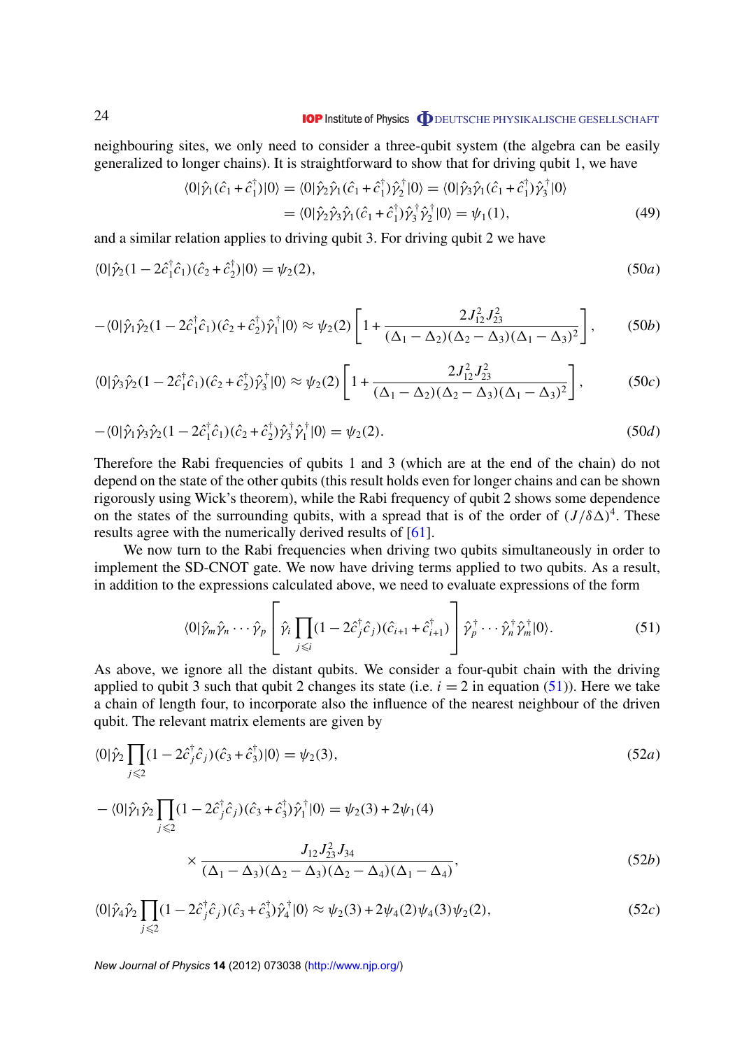neighbouring sites, we only need to consider a three-qubit system (the algebra can be easily generalized to longer chains). It is straightforward to show that for driving qubit 1, we have

$$\langle 0|\hat{\gamma}_1(\hat{c}_1+\hat{c}_1^\dagger)|0\rangle = \langle 0|\hat{\gamma}_2\hat{\gamma}_1(\hat{c}_1+\hat{c}_1^\dagger)\hat{\gamma}_2^\dagger|0\rangle = \langle 0|\hat{\gamma}_3\hat{\gamma}_1(\hat{c}_1+\hat{c}_1^\dagger)\hat{\gamma}_3^\dagger|0\rangle$$
$$= \langle 0|\hat{\gamma}_2\hat{\gamma}_3\hat{\gamma}_1(\hat{c}_1+\hat{c}_1^\dagger)\hat{\gamma}_3^\dagger\hat{\gamma}_2^\dagger|0\rangle = \psi_1(1), \tag{49}$$

and a similar relation applies to driving qubit 3. For driving qubit 2 we have

$$\langle 0|\hat{\gamma}_2(1-2\hat{c}_1^\dagger\hat{c}_1)(\hat{c}_2+\hat{c}_2^\dagger)|0\rangle = \psi_2(2), \tag{50a}$$

$$-\langle 0|\hat{\gamma}_1\hat{\gamma}_2(1-2\hat{c}_1^\dagger\hat{c}_1)(\hat{c}_2+\hat{c}_2^\dagger)\hat{\gamma}_1^\dagger|0\rangle \approx \psi_2(2)\left[1+\frac{2J_{12}^2J_{23}^2}{(\Delta_1-\Delta_2)(\Delta_2-\Delta_3)(\Delta_1-\Delta_3)^2}\right], \tag{50b}$$

$$\langle 0|\hat{\gamma}_3\hat{\gamma}_2(1-2\hat{c}_1^\dagger\hat{c}_1)(\hat{c}_2+\hat{c}_2^\dagger)\hat{\gamma}_3^\dagger|0\rangle \approx \psi_2(2)\left[1+\frac{2J_{12}^2J_{23}^2}{(\Delta_1-\Delta_2)(\Delta_2-\Delta_3)(\Delta_1-\Delta_3)^2}\right], \tag{50c}$$

$$-\langle 0|\hat{\gamma}_1\hat{\gamma}_3\hat{\gamma}_2(1-2\hat{c}_1^\dagger\hat{c}_1)(\hat{c}_2+\hat{c}_2^\dagger)\hat{\gamma}_3^\dagger\hat{\gamma}_1^\dagger|0\rangle = \psi_2(2). \tag{50d}$$

Therefore the Rabi frequencies of qubits 1 and 3 (which are at the end of the chain) do not depend on the state of the other qubits (this result holds even for longer chains and can be shown rigorously using Wick's theorem), while the Rabi frequency of qubit 2 shows some dependence on the states of the surrounding qubits, with a spread that is of the order of $(J/\delta\Delta)^4$. These results agree with the numerically derived results of [61].

We now turn to the Rabi frequencies when driving two qubits simultaneously in order to implement the SD-CNOT gate. We now have driving terms applied to two qubits. As a result, in addition to the expressions calculated above, we need to evaluate expressions of the form

$$\langle 0|\hat{\gamma}_m\hat{\gamma}_n\cdots\hat{\gamma}_p\left[\hat{\gamma}_i\prod_{j\leqslant i}(1-2\hat{c}_j^\dagger\hat{c}_j)(\hat{c}_{i+1}+\hat{c}_{i+1}^\dagger)\right]\hat{\gamma}_p^\dagger\cdots\hat{\gamma}_n^\dagger\hat{\gamma}_m^\dagger|0\rangle. \tag{51}$$

As above, we ignore all the distant qubits. We consider a four-qubit chain with the driving applied to qubit 3 such that qubit 2 changes its state (i.e. $i=2$ in equation (51)). Here we take a chain of length four, to incorporate also the influence of the nearest neighbour of the driven qubit. The relevant matrix elements are given by

$$\langle 0|\hat{\gamma}_2\prod_{j\leqslant 2}(1-2\hat{c}_j^\dagger\hat{c}_j)(\hat{c}_3+\hat{c}_3^\dagger)|0\rangle = \psi_2(3), \tag{52a}$$

$$-\langle 0|\hat{\gamma}_1\hat{\gamma}_2\prod_{j\leqslant 2}(1-2\hat{c}_j^\dagger\hat{c}_j)(\hat{c}_3+\hat{c}_3^\dagger)\hat{\gamma}_1^\dagger|0\rangle = \psi_2(3)+2\psi_1(4)$$
$$\times\frac{J_{12}J_{23}^2J_{34}}{(\Delta_1-\Delta_3)(\Delta_2-\Delta_3)(\Delta_2-\Delta_4)(\Delta_1-\Delta_4)}, \tag{52b}$$

$$\langle 0|\hat{\gamma}_4\hat{\gamma}_2\prod_{j\leqslant 2}(1-2\hat{c}_j^\dagger\hat{c}_j)(\hat{c}_3+\hat{c}_3^\dagger)\hat{\gamma}_4^\dagger|0\rangle \approx \psi_2(3)+2\psi_4(2)\psi_4(3)\psi_2(2), \tag{52c}$$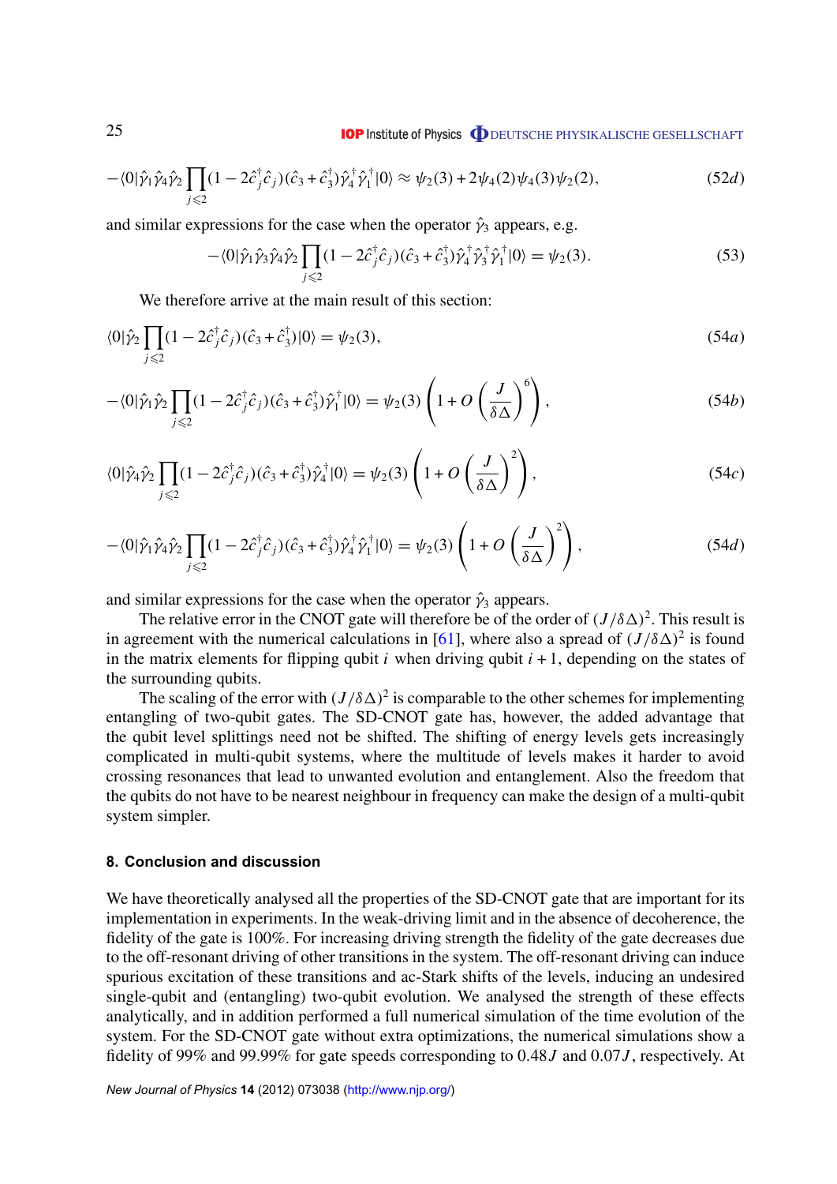$$-\langle 0|\hat{\gamma}_1\hat{\gamma}_4\hat{\gamma}_2 \prod_{j\leqslant 2}(1-2\hat{c}_j^\dagger\hat{c}_j)(\hat{c}_3+\hat{c}_3^\dagger)\hat{\gamma}_4^\dagger\hat{\gamma}_1^\dagger|0\rangle \approx \psi_2(3)+2\psi_4(2)\psi_4(3)\psi_2(2), \tag{52d}$$

and similar expressions for the case when the operator $\hat{\gamma}_3$ appears, e.g.

$$-\langle 0|\hat{\gamma}_1\hat{\gamma}_3\hat{\gamma}_4\hat{\gamma}_2 \prod_{j\leqslant 2}(1-2\hat{c}_j^\dagger\hat{c}_j)(\hat{c}_3+\hat{c}_3^\dagger)\hat{\gamma}_4^\dagger\hat{\gamma}_3^\dagger\hat{\gamma}_1^\dagger|0\rangle = \psi_2(3). \tag{53}$$

We therefore arrive at the main result of this section:

$$\langle 0|\hat{\gamma}_2 \prod_{j\leqslant 2}(1-2\hat{c}_j^\dagger\hat{c}_j)(\hat{c}_3+\hat{c}_3^\dagger)|0\rangle = \psi_2(3), \tag{54a}$$

$$-\langle 0|\hat{\gamma}_1\hat{\gamma}_2 \prod_{j\leqslant 2}(1-2\hat{c}_j^\dagger\hat{c}_j)(\hat{c}_3+\hat{c}_3^\dagger)\hat{\gamma}_1^\dagger|0\rangle = \psi_2(3)\left(1+O\left(\frac{J}{\delta\Delta}\right)^6\right), \tag{54b}$$

$$\langle 0|\hat{\gamma}_4\hat{\gamma}_2 \prod_{j\leqslant 2}(1-2\hat{c}_j^\dagger\hat{c}_j)(\hat{c}_3+\hat{c}_3^\dagger)\hat{\gamma}_4^\dagger|0\rangle = \psi_2(3)\left(1+O\left(\frac{J}{\delta\Delta}\right)^2\right), \tag{54c}$$

$$-\langle 0|\hat{\gamma}_1\hat{\gamma}_4\hat{\gamma}_2 \prod_{j\leqslant 2}(1-2\hat{c}_j^\dagger\hat{c}_j)(\hat{c}_3+\hat{c}_3^\dagger)\hat{\gamma}_4^\dagger\hat{\gamma}_1^\dagger|0\rangle = \psi_2(3)\left(1+O\left(\frac{J}{\delta\Delta}\right)^2\right), \tag{54d}$$

and similar expressions for the case when the operator $\hat{\gamma}_3$ appears.

The relative error in the CNOT gate will therefore be of the order of $(J/\delta\Delta)^2$. This result is in agreement with the numerical calculations in [61], where also a spread of $(J/\delta\Delta)^2$ is found in the matrix elements for flipping qubit $i$ when driving qubit $i+1$, depending on the states of the surrounding qubits.

The scaling of the error with $(J/\delta\Delta)^2$ is comparable to the other schemes for implementing entangling of two-qubit gates. The SD-CNOT gate has, however, the added advantage that the qubit level splittings need not be shifted. The shifting of energy levels gets increasingly complicated in multi-qubit systems, where the multitude of levels makes it harder to avoid crossing resonances that lead to unwanted evolution and entanglement. Also the freedom that the qubits do not have to be nearest neighbour in frequency can make the design of a multi-qubit system simpler.

## 8. Conclusion and discussion

We have theoretically analysed all the properties of the SD-CNOT gate that are important for its implementation in experiments. In the weak-driving limit and in the absence of decoherence, the fidelity of the gate is 100%. For increasing driving strength the fidelity of the gate decreases due to the off-resonant driving of other transitions in the system. The off-resonant driving can induce spurious excitation of these transitions and ac-Stark shifts of the levels, inducing an undesired single-qubit and (entangling) two-qubit evolution. We analysed the strength of these effects analytically, and in addition performed a full numerical simulation of the time evolution of the system. For the SD-CNOT gate without extra optimizations, the numerical simulations show a fidelity of 99% and 99.99% for gate speeds corresponding to $0.48J$ and $0.07J$, respectively. At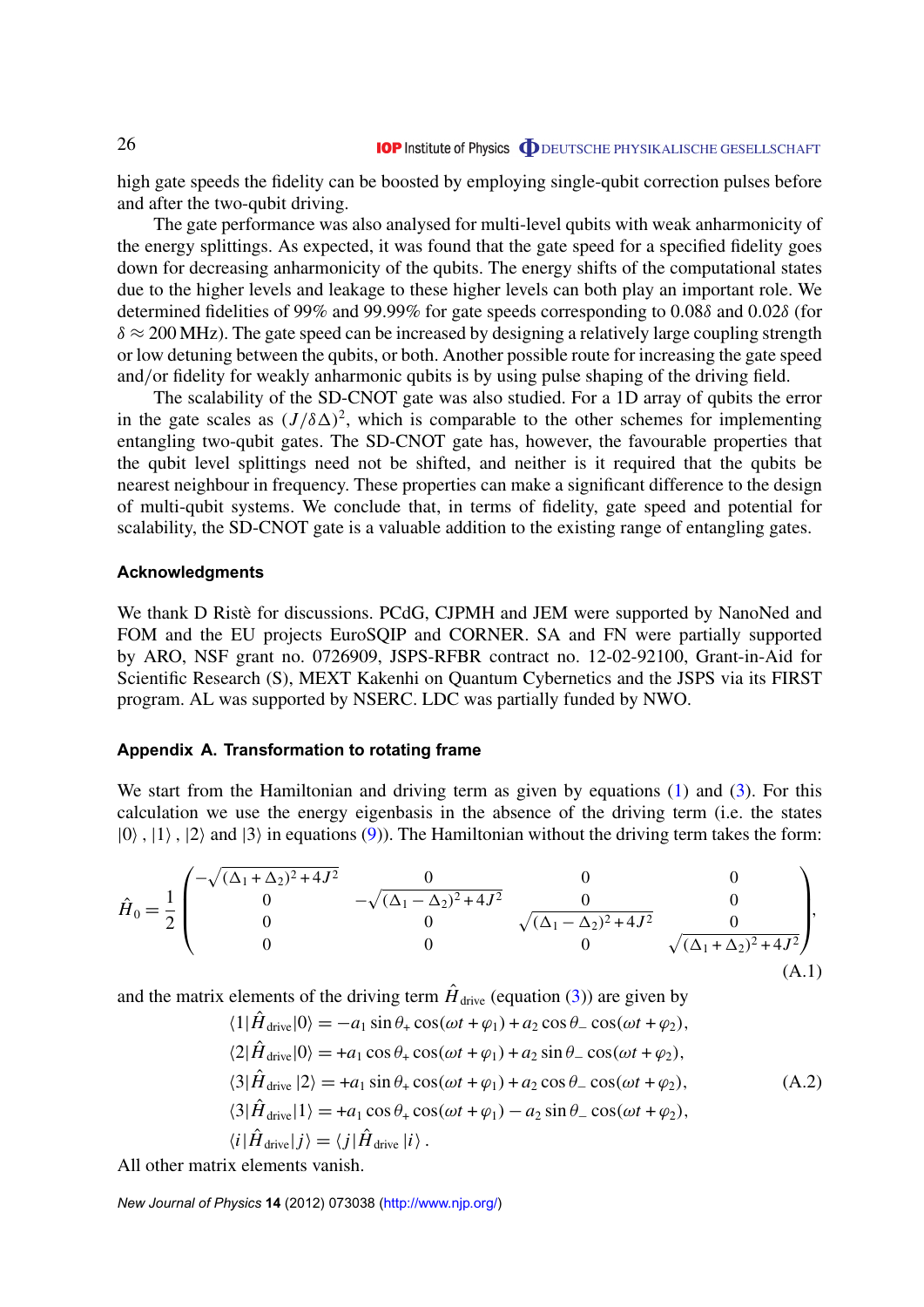high gate speeds the fidelity can be boosted by employing single-qubit correction pulses before and after the two-qubit driving.

The gate performance was also analysed for multi-level qubits with weak anharmonicity of the energy splittings. As expected, it was found that the gate speed for a specified fidelity goes down for decreasing anharmonicity of the qubits. The energy shifts of the computational states due to the higher levels and leakage to these higher levels can both play an important role. We determined fidelities of 99% and 99.99% for gate speeds corresponding to $0.08\delta$ and $0.02\delta$ (for $\delta \approx 200$ MHz). The gate speed can be increased by designing a relatively large coupling strength or low detuning between the qubits, or both. Another possible route for increasing the gate speed and/or fidelity for weakly anharmonic qubits is by using pulse shaping of the driving field.

The scalability of the SD-CNOT gate was also studied. For a 1D array of qubits the error in the gate scales as $(J/\delta\Delta)^2$, which is comparable to the other schemes for implementing entangling two-qubit gates. The SD-CNOT gate has, however, the favourable properties that the qubit level splittings need not be shifted, and neither is it required that the qubits be nearest neighbour in frequency. These properties can make a significant difference to the design of multi-qubit systems. We conclude that, in terms of fidelity, gate speed and potential for scalability, the SD-CNOT gate is a valuable addition to the existing range of entangling gates.

## Acknowledgments

We thank D Ristè for discussions. PCdG, CJPMH and JEM were supported by NanoNed and FOM and the EU projects EuroSQIP and CORNER. SA and FN were partially supported by ARO, NSF grant no. 0726909, JSPS-RFBR contract no. 12-02-92100, Grant-in-Aid for Scientific Research (S), MEXT Kakenhi on Quantum Cybernetics and the JSPS via its FIRST program. AL was supported by NSERC. LDC was partially funded by NWO.

## Appendix A. Transformation to rotating frame

We start from the Hamiltonian and driving term as given by equations (1) and (3). For this calculation we use the energy eigenbasis in the absence of the driving term (i.e. the states $|0\rangle$, $|1\rangle$, $|2\rangle$ and $|3\rangle$ in equations (9)). The Hamiltonian without the driving term takes the form:

$$\hat{H}_0 = \frac{1}{2}\begin{pmatrix} -\sqrt{(\Delta_1+\Delta_2)^2+4J^2} & 0 & 0 & 0 \\ 0 & -\sqrt{(\Delta_1-\Delta_2)^2+4J^2} & 0 & 0 \\ 0 & 0 & \sqrt{(\Delta_1-\Delta_2)^2+4J^2} & 0 \\ 0 & 0 & 0 & \sqrt{(\Delta_1+\Delta_2)^2+4J^2} \end{pmatrix}, \tag{A.1}$$

and the matrix elements of the driving term $\hat{H}_{\text{drive}}$ (equation (3)) are given by

$$\begin{aligned}
\langle 1|\hat{H}_{\text{drive}}|0\rangle &= -a_1 \sin\theta_+ \cos(\omega t+\varphi_1) + a_2 \cos\theta_- \cos(\omega t+\varphi_2), \\
\langle 2|\hat{H}_{\text{drive}}|0\rangle &= +a_1 \cos\theta_+ \cos(\omega t+\varphi_1) + a_2 \sin\theta_- \cos(\omega t+\varphi_2), \\
\langle 3|\hat{H}_{\text{drive}}|2\rangle &= +a_1 \sin\theta_+ \cos(\omega t+\varphi_1) + a_2 \cos\theta_- \cos(\omega t+\varphi_2), \\
\langle 3|\hat{H}_{\text{drive}}|1\rangle &= +a_1 \cos\theta_+ \cos(\omega t+\varphi_1) - a_2 \sin\theta_- \cos(\omega t+\varphi_2), \\
\langle i|\hat{H}_{\text{drive}}|j\rangle &= \langle j|\hat{H}_{\text{drive}}|i\rangle .
\end{aligned} \tag{A.2}$$

All other matrix elements vanish.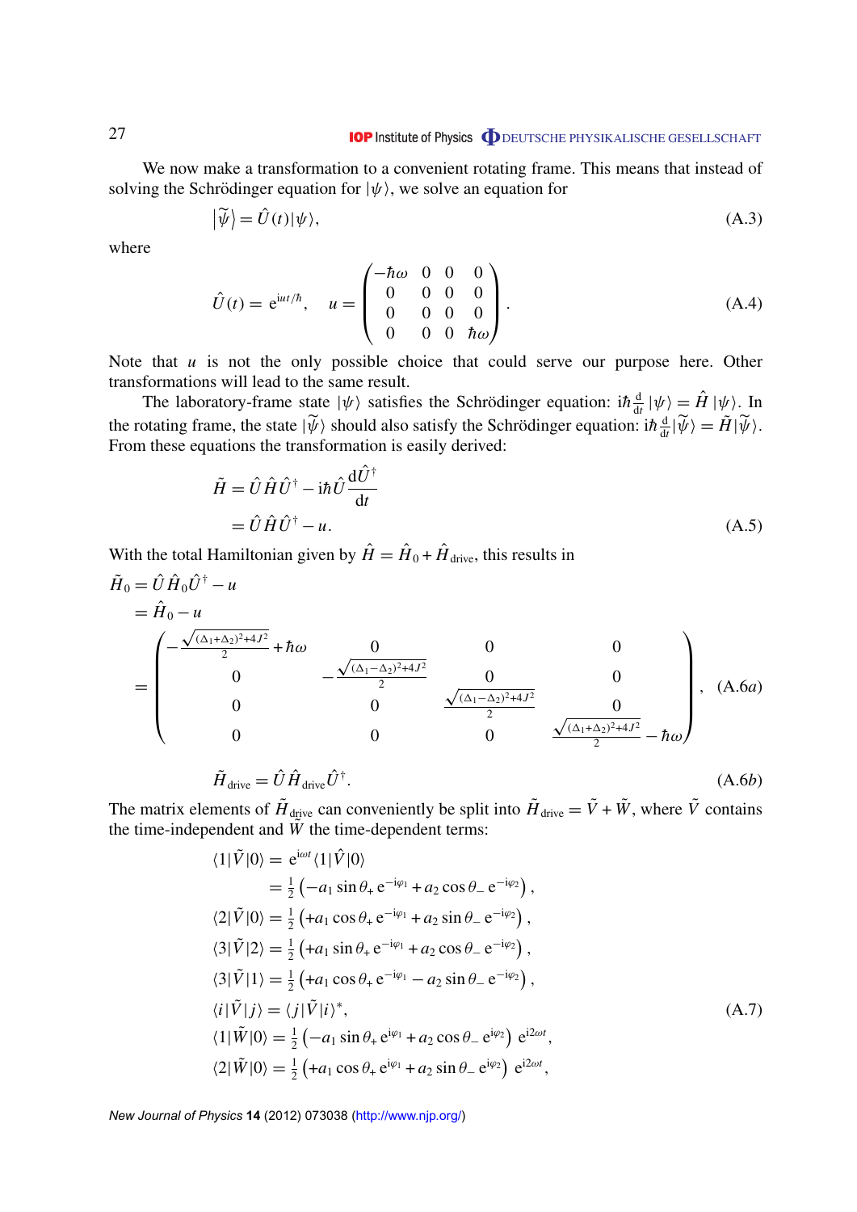We now make a transformation to a convenient rotating frame. This means that instead of solving the Schrödinger equation for $|\psi\rangle$, we solve an equation for

$$\left|\widetilde{\psi}\right\rangle = \hat{U}(t)|\psi\rangle, \tag{A.3}$$

where

$$\hat{U}(t) = \mathrm{e}^{\mathrm{i}ut/\hbar}, \quad u = \begin{pmatrix} -\hbar\omega & 0 & 0 & 0 \\ 0 & 0 & 0 & 0 \\ 0 & 0 & 0 & 0 \\ 0 & 0 & 0 & \hbar\omega \end{pmatrix}. \tag{A.4}$$

Note that $u$ is not the only possible choice that could serve our purpose here. Other transformations will lead to the same result.

The laboratory-frame state $|\psi\rangle$ satisfies the Schrödinger equation: $\mathrm{i}\hbar\frac{\mathrm{d}}{\mathrm{d}t}|\psi\rangle = \hat{H}|\psi\rangle$. In the rotating frame, the state $|\widetilde{\psi}\rangle$ should also satisfy the Schrödinger equation: $\mathrm{i}\hbar\frac{\mathrm{d}}{\mathrm{d}t}|\widetilde{\psi}\rangle = \tilde{H}|\widetilde{\psi}\rangle$. From these equations the transformation is easily derived:

$$\begin{aligned} \tilde{H} &= \hat{U}\hat{H}\hat{U}^\dagger - \mathrm{i}\hbar\hat{U}\frac{\mathrm{d}\hat{U}^\dagger}{\mathrm{d}t} \\ &= \hat{U}\hat{H}\hat{U}^\dagger - u. \end{aligned} \tag{A.5}$$

With the total Hamiltonian given by $\hat{H} = \hat{H}_0 + \hat{H}_{\mathrm{drive}}$, this results in

$$\begin{aligned} \tilde{H}_0 &= \hat{U}\hat{H}_0\hat{U}^\dagger - u \\ &= \hat{H}_0 - u \\ &= \begin{pmatrix} -\frac{\sqrt{(\Delta_1+\Delta_2)^2+4J^2}}{2} + \hbar\omega & 0 & 0 & 0 \\ 0 & -\frac{\sqrt{(\Delta_1-\Delta_2)^2+4J^2}}{2} & 0 & 0 \\ 0 & 0 & \frac{\sqrt{(\Delta_1-\Delta_2)^2+4J^2}}{2} & 0 \\ 0 & 0 & 0 & \frac{\sqrt{(\Delta_1+\Delta_2)^2+4J^2}}{2} - \hbar\omega \end{pmatrix}, \end{aligned} \tag{A.6a}$$

$$\tilde{H}_{\mathrm{drive}} = \hat{U}\hat{H}_{\mathrm{drive}}\hat{U}^\dagger. \tag{A.6b}$$

The matrix elements of $\tilde{H}_{\mathrm{drive}}$ can conveniently be split into $\tilde{H}_{\mathrm{drive}} = \tilde{V} + \tilde{W}$, where $\tilde{V}$ contains the time-independent and $\tilde{W}$ the time-dependent terms:

$$\begin{aligned} \langle 1|\tilde{V}|0\rangle &= \mathrm{e}^{\mathrm{i}\omega t}\langle 1|\hat{V}|0\rangle \\ &= \tfrac{1}{2}\left(-a_1 \sin\theta_+ \,\mathrm{e}^{-\mathrm{i}\varphi_1} + a_2\cos\theta_- \,\mathrm{e}^{-\mathrm{i}\varphi_2}\right), \\ \langle 2|\tilde{V}|0\rangle &= \tfrac{1}{2}\left(+a_1 \cos\theta_+ \,\mathrm{e}^{-\mathrm{i}\varphi_1} + a_2\sin\theta_- \,\mathrm{e}^{-\mathrm{i}\varphi_2}\right), \\ \langle 3|\tilde{V}|2\rangle &= \tfrac{1}{2}\left(+a_1 \sin\theta_+ \,\mathrm{e}^{-\mathrm{i}\varphi_1} + a_2\cos\theta_- \,\mathrm{e}^{-\mathrm{i}\varphi_2}\right), \\ \langle 3|\tilde{V}|1\rangle &= \tfrac{1}{2}\left(+a_1 \cos\theta_+ \,\mathrm{e}^{-\mathrm{i}\varphi_1} - a_2\sin\theta_- \,\mathrm{e}^{-\mathrm{i}\varphi_2}\right), \\ \langle i|\tilde{V}|j\rangle &= \langle j|\tilde{V}|i\rangle^*, \\ \langle 1|\tilde{W}|0\rangle &= \tfrac{1}{2}\left(-a_1 \sin\theta_+ \,\mathrm{e}^{\mathrm{i}\varphi_1} + a_2\cos\theta_- \,\mathrm{e}^{\mathrm{i}\varphi_2}\right)\,\mathrm{e}^{\mathrm{i}2\omega t}, \\ \langle 2|\tilde{W}|0\rangle &= \tfrac{1}{2}\left(+a_1 \cos\theta_+ \,\mathrm{e}^{\mathrm{i}\varphi_1} + a_2\sin\theta_- \,\mathrm{e}^{\mathrm{i}\varphi_2}\right)\,\mathrm{e}^{\mathrm{i}2\omega t}, \end{aligned} \tag{A.7}$$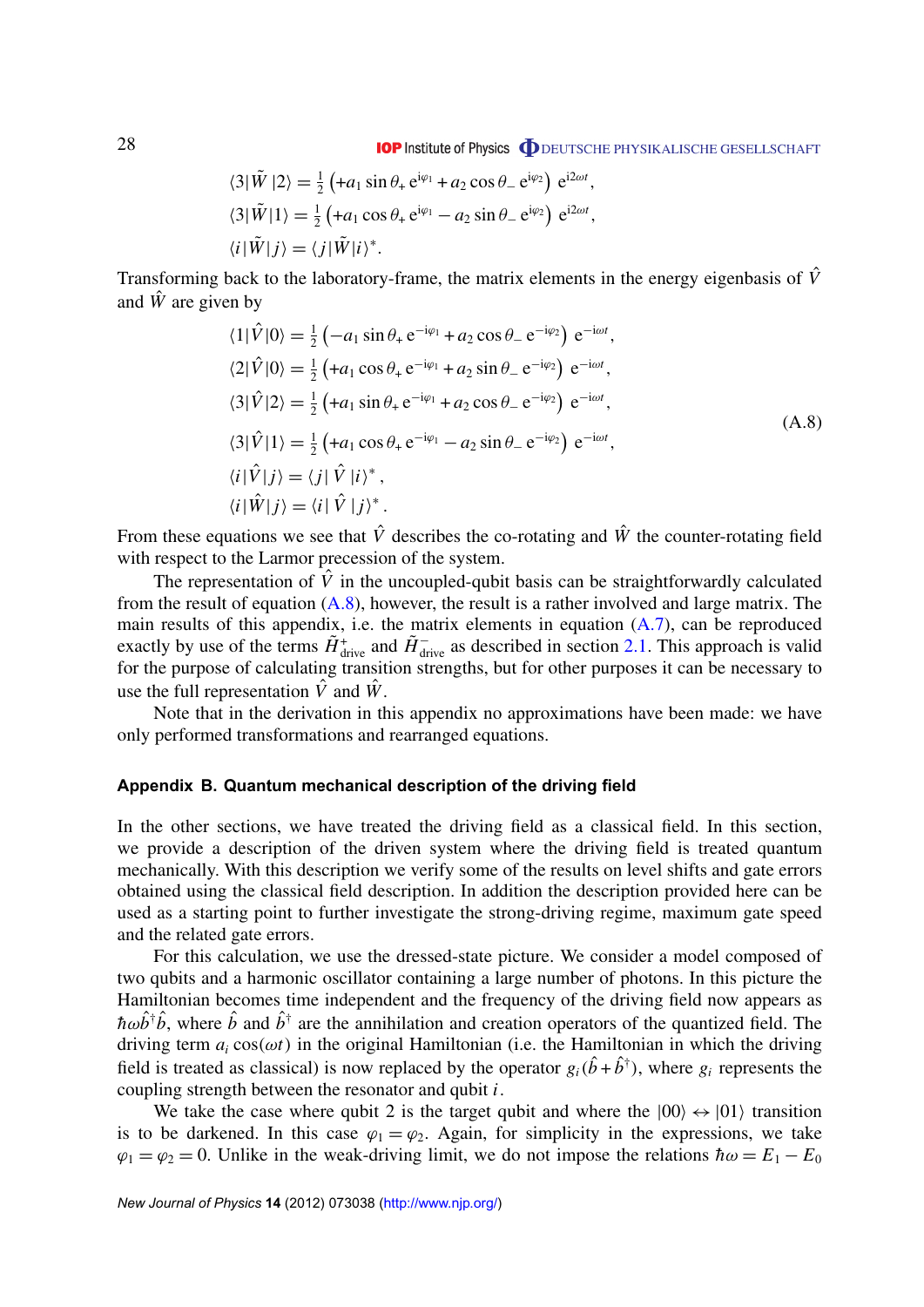$$\langle 3|\tilde{W}|2\rangle = \tfrac{1}{2}\left(+a_1 \sin\theta_+ \,\mathrm{e}^{\mathrm{i}\varphi_1} + a_2 \cos\theta_- \,\mathrm{e}^{\mathrm{i}\varphi_2}\right)\, \mathrm{e}^{\mathrm{i}2\omega t},$$

$$\langle 3|\tilde{W}|1\rangle = \tfrac{1}{2}\left(+a_1 \cos\theta_+ \,\mathrm{e}^{\mathrm{i}\varphi_1} - a_2 \sin\theta_- \,\mathrm{e}^{\mathrm{i}\varphi_2}\right)\, \mathrm{e}^{\mathrm{i}2\omega t},$$

$$\langle i|\tilde{W}|j\rangle = \langle j|\tilde{W}|i\rangle^*.$$

Transforming back to the laboratory-frame, the matrix elements in the energy eigenbasis of $\hat{V}$ and $\hat{W}$ are given by

$$\begin{aligned}
\langle 1|\hat{V}|0\rangle &= \tfrac{1}{2}\left(-a_1 \sin\theta_+ \,\mathrm{e}^{-\mathrm{i}\varphi_1} + a_2 \cos\theta_- \,\mathrm{e}^{-\mathrm{i}\varphi_2}\right)\, \mathrm{e}^{-\mathrm{i}\omega t},\\
\langle 2|\hat{V}|0\rangle &= \tfrac{1}{2}\left(+a_1 \cos\theta_+ \,\mathrm{e}^{-\mathrm{i}\varphi_1} + a_2 \sin\theta_- \,\mathrm{e}^{-\mathrm{i}\varphi_2}\right)\, \mathrm{e}^{-\mathrm{i}\omega t},\\
\langle 3|\hat{V}|2\rangle &= \tfrac{1}{2}\left(+a_1 \sin\theta_+ \,\mathrm{e}^{-\mathrm{i}\varphi_1} + a_2 \cos\theta_- \,\mathrm{e}^{-\mathrm{i}\varphi_2}\right)\, \mathrm{e}^{-\mathrm{i}\omega t},\\
\langle 3|\hat{V}|1\rangle &= \tfrac{1}{2}\left(+a_1 \cos\theta_+ \,\mathrm{e}^{-\mathrm{i}\varphi_1} - a_2 \sin\theta_- \,\mathrm{e}^{-\mathrm{i}\varphi_2}\right)\, \mathrm{e}^{-\mathrm{i}\omega t},\\
\langle i|\hat{V}|j\rangle &= \langle j|\,\hat{V}\,|i\rangle^*,\\
\langle i|\hat{W}|j\rangle &= \langle i|\,\hat{V}\,|j\rangle^*.
\end{aligned} \tag{A.8}$$

From these equations we see that $\hat{V}$ describes the co-rotating and $\hat{W}$ the counter-rotating field with respect to the Larmor precession of the system.

The representation of $\hat{V}$ in the uncoupled-qubit basis can be straightforwardly calculated from the result of equation (A.8), however, the result is a rather involved and large matrix. The main results of this appendix, i.e. the matrix elements in equation (A.7), can be reproduced exactly by use of the terms $\tilde{H}^+_{\text{drive}}$ and $\tilde{H}^-_{\text{drive}}$ as described in section 2.1. This approach is valid for the purpose of calculating transition strengths, but for other purposes it can be necessary to use the full representation $\hat{V}$ and $\hat{W}$.

Note that in the derivation in this appendix no approximations have been made: we have only performed transformations and rearranged equations.

## Appendix B. Quantum mechanical description of the driving field

In the other sections, we have treated the driving field as a classical field. In this section, we provide a description of the driven system where the driving field is treated quantum mechanically. With this description we verify some of the results on level shifts and gate errors obtained using the classical field description. In addition the description provided here can be used as a starting point to further investigate the strong-driving regime, maximum gate speed and the related gate errors.

For this calculation, we use the dressed-state picture. We consider a model composed of two qubits and a harmonic oscillator containing a large number of photons. In this picture the Hamiltonian becomes time independent and the frequency of the driving field now appears as $\hbar\omega\hat{b}^\dagger\hat{b}$, where $\hat{b}$ and $\hat{b}^\dagger$ are the annihilation and creation operators of the quantized field. The driving term $a_i\cos(\omega t)$ in the original Hamiltonian (i.e. the Hamiltonian in which the driving field is treated as classical) is now replaced by the operator $g_i(\hat{b}+\hat{b}^\dagger)$, where $g_i$ represents the coupling strength between the resonator and qubit $i$.

We take the case where qubit 2 is the target qubit and where the $|00\rangle \leftrightarrow |01\rangle$ transition is to be darkened. In this case $\varphi_1 = \varphi_2$. Again, for simplicity in the expressions, we take $\varphi_1 = \varphi_2 = 0$. Unlike in the weak-driving limit, we do not impose the relations $\hbar\omega = E_1 - E_0$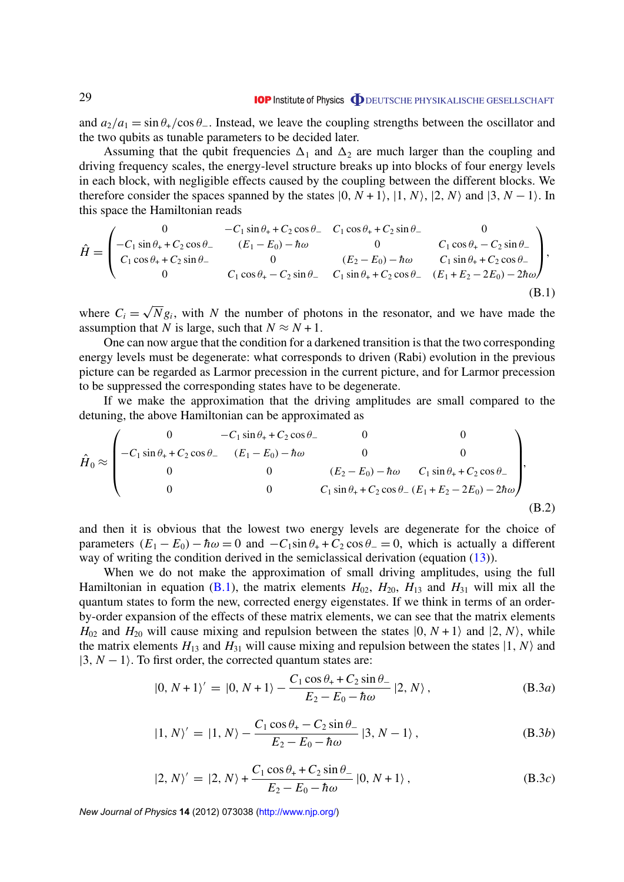and $a_2/a_1 = \sin\theta_+/\cos\theta_-$. Instead, we leave the coupling strengths between the oscillator and the two qubits as tunable parameters to be decided later.

Assuming that the qubit frequencies $\Delta_1$ and $\Delta_2$ are much larger than the coupling and driving frequency scales, the energy-level structure breaks up into blocks of four energy levels in each block, with negligible effects caused by the coupling between the different blocks. We therefore consider the spaces spanned by the states $|0, N+1\rangle$, $|1, N\rangle$, $|2, N\rangle$ and $|3, N-1\rangle$. In this space the Hamiltonian reads

$$\hat{H} = \begin{pmatrix} 0 & -C_1\sin\theta_+ + C_2\cos\theta_- & C_1\cos\theta_+ + C_2\sin\theta_- & 0 \\ -C_1\sin\theta_+ + C_2\cos\theta_- & (E_1 - E_0) - \hbar\omega & 0 & C_1\cos\theta_+ - C_2\sin\theta_- \\ C_1\cos\theta_+ + C_2\sin\theta_- & 0 & (E_2 - E_0) - \hbar\omega & C_1\sin\theta_+ + C_2\cos\theta_- \\ 0 & C_1\cos\theta_+ - C_2\sin\theta_- & C_1\sin\theta_+ + C_2\cos\theta_- & (E_1 + E_2 - 2E_0) - 2\hbar\omega \end{pmatrix}, \tag{B.1}$$

where $C_i = \sqrt{N}g_i$, with $N$ the number of photons in the resonator, and we have made the assumption that $N$ is large, such that $N \approx N+1$.

One can now argue that the condition for a darkened transition is that the two corresponding energy levels must be degenerate: what corresponds to driven (Rabi) evolution in the previous picture can be regarded as Larmor precession in the current picture, and for Larmor precession to be suppressed the corresponding states have to be degenerate.

If we make the approximation that the driving amplitudes are small compared to the detuning, the above Hamiltonian can be approximated as

$$\hat{H}_0 \approx \begin{pmatrix} 0 & -C_1\sin\theta_+ + C_2\cos\theta_- & 0 & 0 \\ -C_1\sin\theta_+ + C_2\cos\theta_- & (E_1 - E_0) - \hbar\omega & 0 & 0 \\ 0 & 0 & (E_2 - E_0) - \hbar\omega & C_1\sin\theta_+ + C_2\cos\theta_- \\ 0 & 0 & C_1\sin\theta_+ + C_2\cos\theta_- & (E_1 + E_2 - 2E_0) - 2\hbar\omega \end{pmatrix}, \tag{B.2}$$

and then it is obvious that the lowest two energy levels are degenerate for the choice of parameters $(E_1 - E_0) - \hbar\omega = 0$ and $-C_1\sin\theta_+ + C_2\cos\theta_- = 0$, which is actually a different way of writing the condition derived in the semiclassical derivation (equation (13)).

When we do not make the approximation of small driving amplitudes, using the full Hamiltonian in equation (B.1), the matrix elements $H_{02}$, $H_{20}$, $H_{13}$ and $H_{31}$ will mix all the quantum states to form the new, corrected energy eigenstates. If we think in terms of an order-by-order expansion of the effects of these matrix elements, we can see that the matrix elements $H_{02}$ and $H_{20}$ will cause mixing and repulsion between the states $|0, N+1\rangle$ and $|2, N\rangle$, while the matrix elements $H_{13}$ and $H_{31}$ will cause mixing and repulsion between the states $|1, N\rangle$ and $|3, N-1\rangle$. To first order, the corrected quantum states are:

$$|0, N+1\rangle' = |0, N+1\rangle - \frac{C_1\cos\theta_+ + C_2\sin\theta_-}{E_2 - E_0 - \hbar\omega}\,|2, N\rangle\,, \tag{B.3a}$$

$$|1, N\rangle' = |1, N\rangle - \frac{C_1\cos\theta_+ - C_2\sin\theta_-}{E_2 - E_0 - \hbar\omega}\,|3, N-1\rangle\,, \tag{B.3b}$$

$$|2, N\rangle' = |2, N\rangle + \frac{C_1\cos\theta_+ + C_2\sin\theta_-}{E_2 - E_0 - \hbar\omega}\,|0, N+1\rangle\,, \tag{B.3c}$$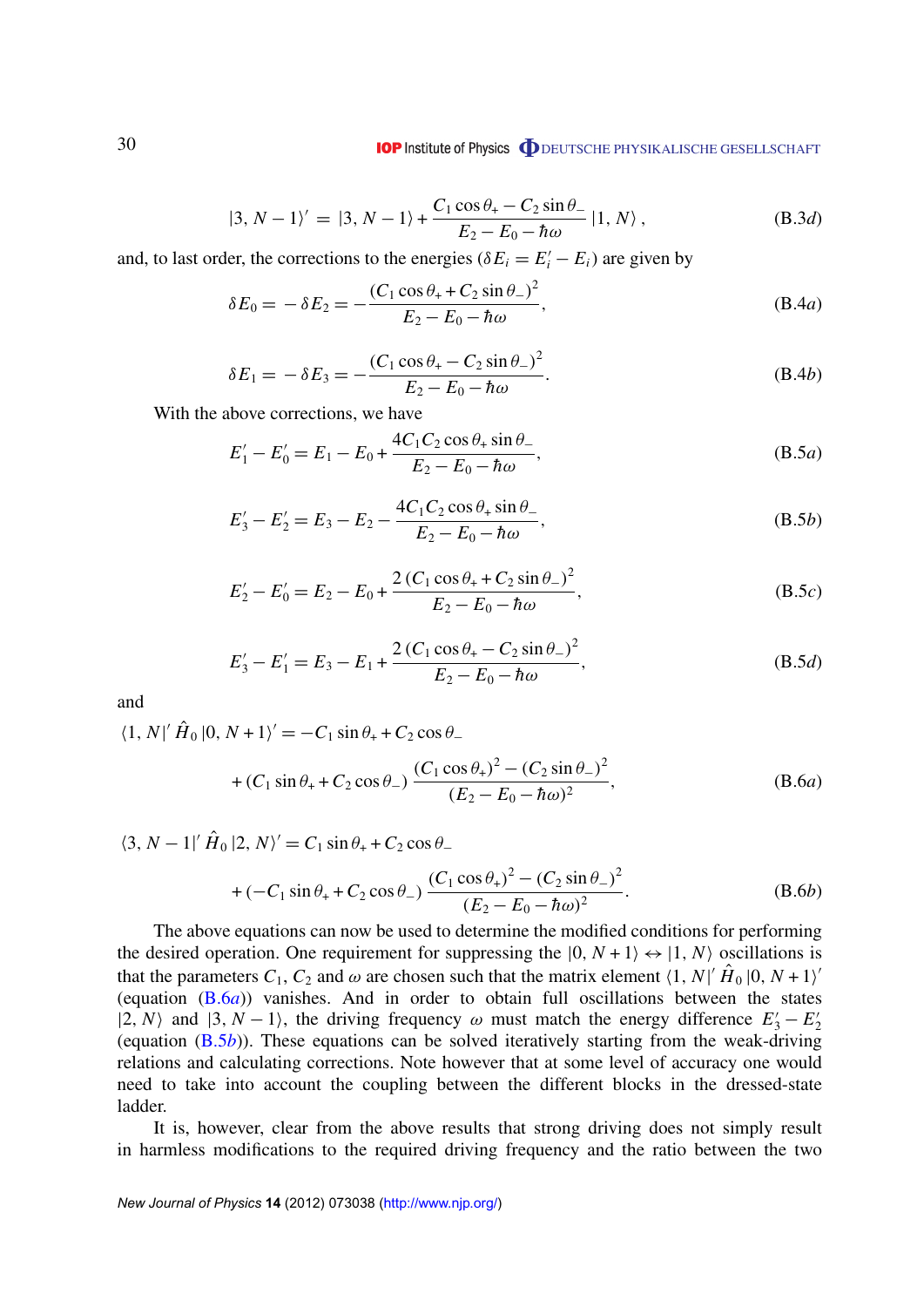$$|3, N-1\rangle' = |3, N-1\rangle + \frac{C_1 \cos\theta_+ - C_2 \sin\theta_-}{E_2 - E_0 - \hbar\omega} |1, N\rangle, \tag{B.3d}$$

and, to last order, the corrections to the energies ($\delta E_i = E_i' - E_i$) are given by

$$\delta E_0 = -\delta E_2 = -\frac{(C_1 \cos\theta_+ + C_2 \sin\theta_-)^2}{E_2 - E_0 - \hbar\omega}, \tag{B.4a}$$

$$\delta E_1 = -\delta E_3 = -\frac{(C_1 \cos\theta_+ - C_2 \sin\theta_-)^2}{E_2 - E_0 - \hbar\omega}. \tag{B.4b}$$

With the above corrections, we have

$$E_1' - E_0' = E_1 - E_0 + \frac{4C_1 C_2 \cos\theta_+ \sin\theta_-}{E_2 - E_0 - \hbar\omega}, \tag{B.5a}$$

$$E_3' - E_2' = E_3 - E_2 - \frac{4C_1 C_2 \cos\theta_+ \sin\theta_-}{E_2 - E_0 - \hbar\omega}, \tag{B.5b}$$

$$E_2' - E_0' = E_2 - E_0 + \frac{2\,(C_1 \cos\theta_+ + C_2 \sin\theta_-)^2}{E_2 - E_0 - \hbar\omega}, \tag{B.5c}$$

$$E_3' - E_1' = E_3 - E_1 + \frac{2\,(C_1 \cos\theta_+ - C_2 \sin\theta_-)^2}{E_2 - E_0 - \hbar\omega}, \tag{B.5d}$$

and

$$\langle 1, N|' \hat{H}_0 |0, N+1\rangle' = -C_1 \sin\theta_+ + C_2 \cos\theta_- + (C_1 \sin\theta_+ + C_2 \cos\theta_-) \frac{(C_1 \cos\theta_+)^2 - (C_2 \sin\theta_-)^2}{(E_2 - E_0 - \hbar\omega)^2}, \tag{B.6a}$$

$$\langle 3, N-1|' \hat{H}_0 |2, N\rangle' = C_1 \sin\theta_+ + C_2 \cos\theta_- + (-C_1 \sin\theta_+ + C_2 \cos\theta_-) \frac{(C_1 \cos\theta_+)^2 - (C_2 \sin\theta_-)^2}{(E_2 - E_0 - \hbar\omega)^2}. \tag{B.6b}$$

The above equations can now be used to determine the modified conditions for performing the desired operation. One requirement for suppressing the $|0, N+1\rangle \leftrightarrow |1, N\rangle$ oscillations is that the parameters $C_1$, $C_2$ and $\omega$ are chosen such that the matrix element $\langle 1, N|' \hat{H}_0 |0, N+1\rangle'$ (equation (B.6*a*)) vanishes. And in order to obtain full oscillations between the states $|2, N\rangle$ and $|3, N-1\rangle$, the driving frequency $\omega$ must match the energy difference $E_3' - E_2'$ (equation (B.5*b*)). These equations can be solved iteratively starting from the weak-driving relations and calculating corrections. Note however that at some level of accuracy one would need to take into account the coupling between the different blocks in the dressed-state ladder.

It is, however, clear from the above results that strong driving does not simply result in harmless modifications to the required driving frequency and the ratio between the two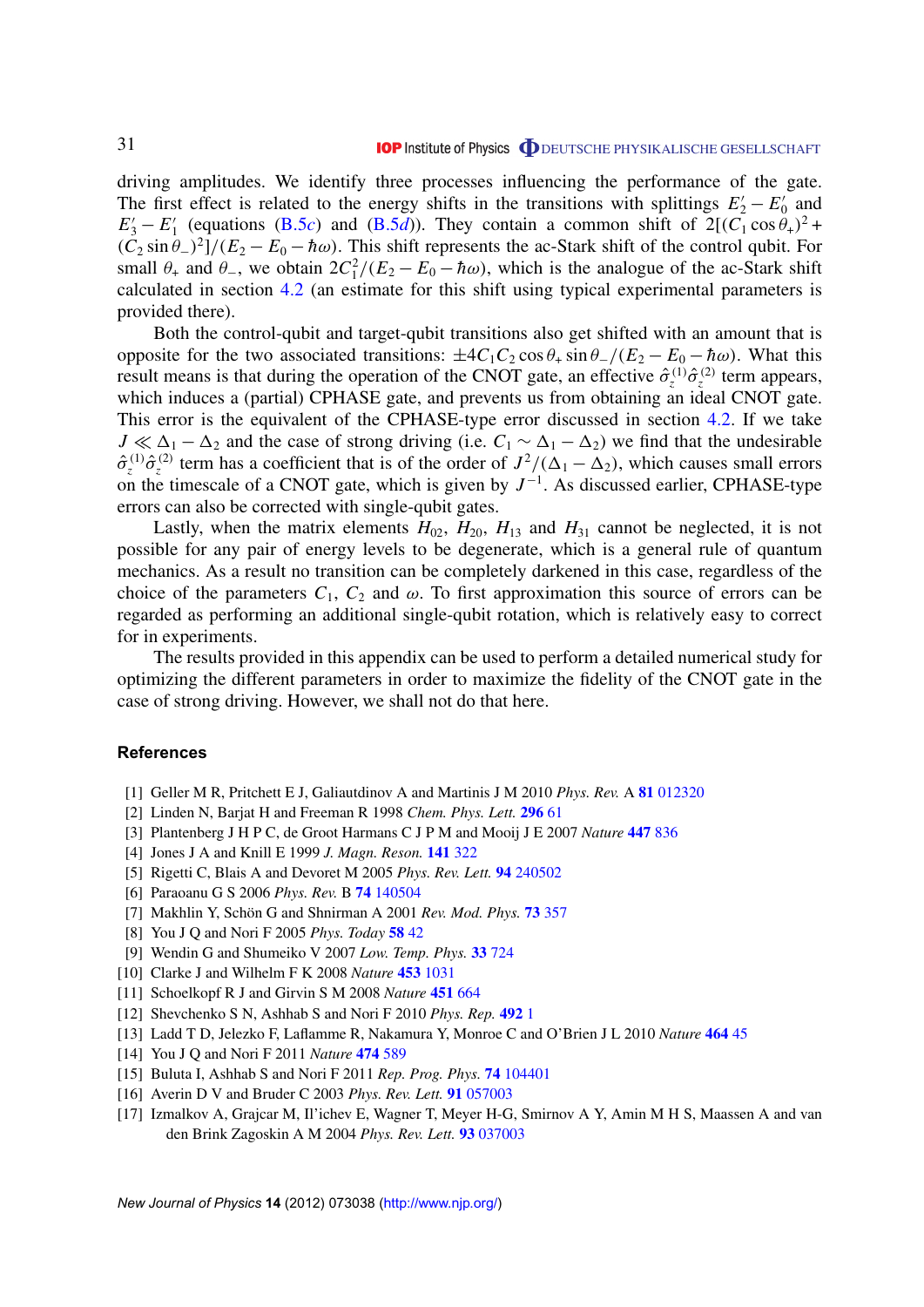driving amplitudes. We identify three processes influencing the performance of the gate. The first effect is related to the energy shifts in the transitions with splittings $E_2' - E_0'$ and $E_3' - E_1'$ (equations (B.5*c*) and (B.5*d*)). They contain a common shift of $2[(C_1 \cos\theta_+)^2 + (C_2 \sin\theta_-)^2]/(E_2 - E_0 - \hbar\omega)$. This shift represents the ac-Stark shift of the control qubit. For small $\theta_+$ and $\theta_-$, we obtain $2C_1^2/(E_2 - E_0 - \hbar\omega)$, which is the analogue of the ac-Stark shift calculated in section 4.2 (an estimate for this shift using typical experimental parameters is provided there).

Both the control-qubit and target-qubit transitions also get shifted with an amount that is opposite for the two associated transitions: $\pm 4C_1C_2 \cos\theta_+ \sin\theta_-/(E_2 - E_0 - \hbar\omega)$. What this result means is that during the operation of the CNOT gate, an effective $\hat{\sigma}_z^{(1)}\hat{\sigma}_z^{(2)}$ term appears, which induces a (partial) CPHASE gate, and prevents us from obtaining an ideal CNOT gate. This error is the equivalent of the CPHASE-type error discussed in section 4.2. If we take $J \ll \Delta_1 - \Delta_2$ and the case of strong driving (i.e. $C_1 \sim \Delta_1 - \Delta_2$) we find that the undesirable $\hat{\sigma}_z^{(1)}\hat{\sigma}_z^{(2)}$ term has a coefficient that is of the order of $J^2/(\Delta_1 - \Delta_2)$, which causes small errors on the timescale of a CNOT gate, which is given by $J^{-1}$. As discussed earlier, CPHASE-type errors can also be corrected with single-qubit gates.

Lastly, when the matrix elements $H_{02}$, $H_{20}$, $H_{13}$ and $H_{31}$ cannot be neglected, it is not possible for any pair of energy levels to be degenerate, which is a general rule of quantum mechanics. As a result no transition can be completely darkened in this case, regardless of the choice of the parameters $C_1$, $C_2$ and $\omega$. To first approximation this source of errors can be regarded as performing an additional single-qubit rotation, which is relatively easy to correct for in experiments.

The results provided in this appendix can be used to perform a detailed numerical study for optimizing the different parameters in order to maximize the fidelity of the CNOT gate in the case of strong driving. However, we shall not do that here.

## References

[1] Geller M R, Pritchett E J, Galiautdinov A and Martinis J M 2010 *Phys. Rev.* A **81** 012320

[2] Linden N, Barjat H and Freeman R 1998 *Chem. Phys. Lett.* **296** 61

[3] Plantenberg J H P C, de Groot Harmans C J P M and Mooij J E 2007 *Nature* **447** 836

[4] Jones J A and Knill E 1999 *J. Magn. Reson.* **141** 322

[5] Rigetti C, Blais A and Devoret M 2005 *Phys. Rev. Lett.* **94** 240502

[6] Paraoanu G S 2006 *Phys. Rev.* B **74** 140504

[7] Makhlin Y, Schön G and Shnirman A 2001 *Rev. Mod. Phys.* **73** 357

[8] You J Q and Nori F 2005 *Phys. Today* **58** 42

[9] Wendin G and Shumeiko V 2007 *Low. Temp. Phys.* **33** 724

[10] Clarke J and Wilhelm F K 2008 *Nature* **453** 1031

[11] Schoelkopf R J and Girvin S M 2008 *Nature* **451** 664

[12] Shevchenko S N, Ashhab S and Nori F 2010 *Phys. Rep.* **492** 1

[13] Ladd T D, Jelezko F, Laflamme R, Nakamura Y, Monroe C and O'Brien J L 2010 *Nature* **464** 45

[14] You J Q and Nori F 2011 *Nature* **474** 589

[15] Buluta I, Ashhab S and Nori F 2011 *Rep. Prog. Phys.* **74** 104401

[16] Averin D V and Bruder C 2003 *Phys. Rev. Lett.* **91** 057003

[17] Izmalkov A, Grajcar M, Il'ichev E, Wagner T, Meyer H-G, Smirnov A Y, Amin M H S, Maassen A and van den Brink Zagoskin A M 2004 *Phys. Rev. Lett.* **93** 037003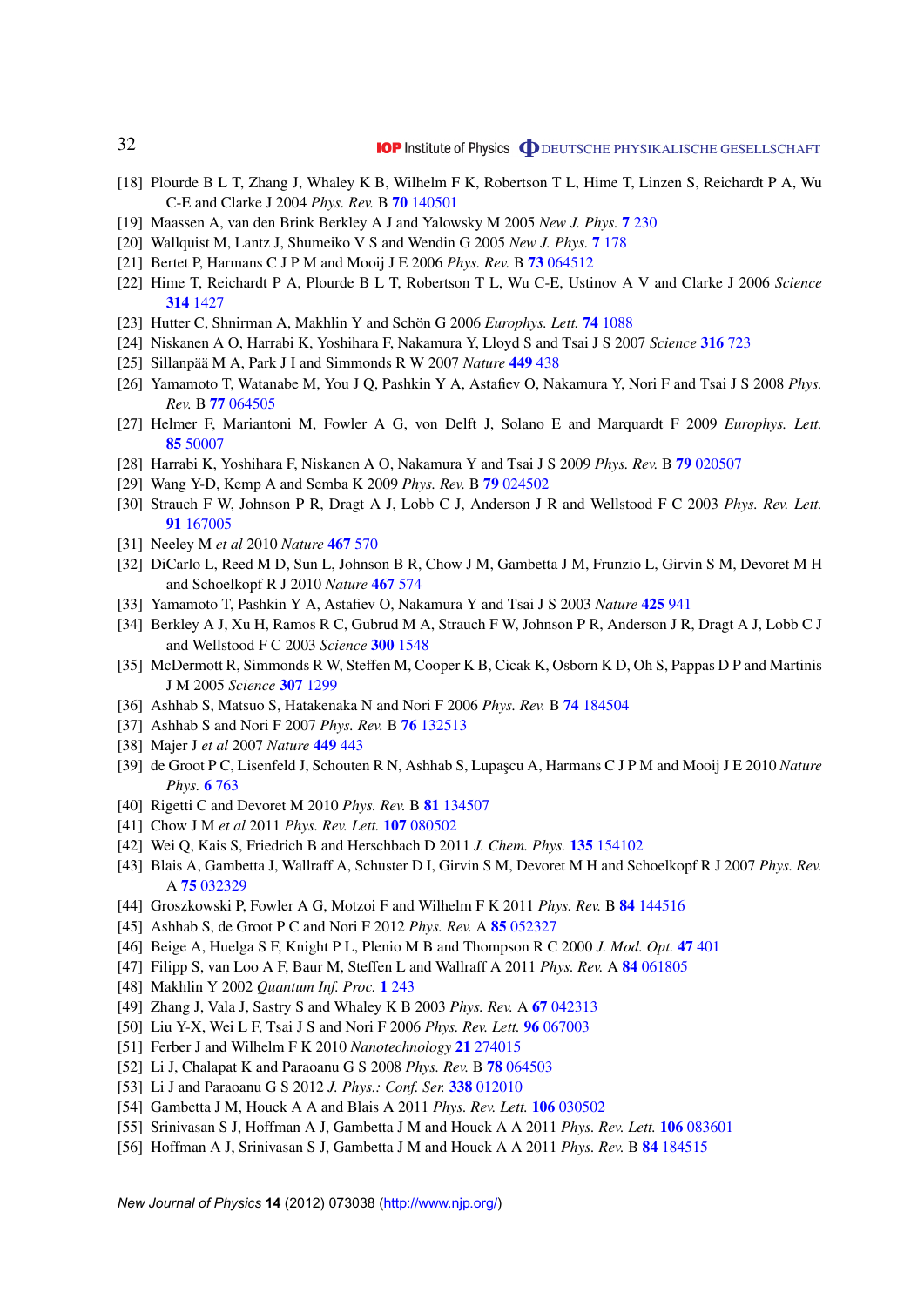[18] Plourde B L T, Zhang J, Whaley K B, Wilhelm F K, Robertson T L, Hime T, Linzen S, Reichardt P A, Wu C-E and Clarke J 2004 *Phys. Rev.* B **70** 140501

[19] Maassen A, van den Brink Berkley A J and Yalowsky M 2005 *New J. Phys.* **7** 230

[20] Wallquist M, Lantz J, Shumeiko V S and Wendin G 2005 *New J. Phys.* **7** 178

[21] Bertet P, Harmans C J P M and Mooij J E 2006 *Phys. Rev.* B **73** 064512

[22] Hime T, Reichardt P A, Plourde B L T, Robertson T L, Wu C-E, Ustinov A V and Clarke J 2006 *Science* **314** 1427

[23] Hutter C, Shnirman A, Makhlin Y and Schön G 2006 *Europhys. Lett.* **74** 1088

[24] Niskanen A O, Harrabi K, Yoshihara F, Nakamura Y, Lloyd S and Tsai J S 2007 *Science* **316** 723

[25] Sillanpää M A, Park J I and Simmonds R W 2007 *Nature* **449** 438

[26] Yamamoto T, Watanabe M, You J Q, Pashkin Y A, Astafiev O, Nakamura Y, Nori F and Tsai J S 2008 *Phys. Rev.* B **77** 064505

[27] Helmer F, Mariantoni M, Fowler A G, von Delft J, Solano E and Marquardt F 2009 *Europhys. Lett.* **85** 50007

[28] Harrabi K, Yoshihara F, Niskanen A O, Nakamura Y and Tsai J S 2009 *Phys. Rev.* B **79** 020507

[29] Wang Y-D, Kemp A and Semba K 2009 *Phys. Rev.* B **79** 024502

[30] Strauch F W, Johnson P R, Dragt A J, Lobb C J, Anderson J R and Wellstood F C 2003 *Phys. Rev. Lett.* **91** 167005

[31] Neeley M *et al* 2010 *Nature* **467** 570

[32] DiCarlo L, Reed M D, Sun L, Johnson B R, Chow J M, Gambetta J M, Frunzio L, Girvin S M, Devoret M H and Schoelkopf R J 2010 *Nature* **467** 574

[33] Yamamoto T, Pashkin Y A, Astafiev O, Nakamura Y and Tsai J S 2003 *Nature* **425** 941

[34] Berkley A J, Xu H, Ramos R C, Gubrud M A, Strauch F W, Johnson P R, Anderson J R, Dragt A J, Lobb C J and Wellstood F C 2003 *Science* **300** 1548

[35] McDermott R, Simmonds R W, Steffen M, Cooper K B, Cicak K, Osborn K D, Oh S, Pappas D P and Martinis J M 2005 *Science* **307** 1299

[36] Ashhab S, Matsuo S, Hatakenaka N and Nori F 2006 *Phys. Rev.* B **74** 184504

[37] Ashhab S and Nori F 2007 *Phys. Rev.* B **76** 132513

[38] Majer J *et al* 2007 *Nature* **449** 443

[39] de Groot P C, Lisenfeld J, Schouten R N, Ashhab S, Lupaşcu A, Harmans C J P M and Mooij J E 2010 *Nature Phys.* **6** 763

[40] Rigetti C and Devoret M 2010 *Phys. Rev.* B **81** 134507

[41] Chow J M *et al* 2011 *Phys. Rev. Lett.* **107** 080502

[42] Wei Q, Kais S, Friedrich B and Herschbach D 2011 *J. Chem. Phys.* **135** 154102

[43] Blais A, Gambetta J, Wallraff A, Schuster D I, Girvin S M, Devoret M H and Schoelkopf R J 2007 *Phys. Rev.* A **75** 032329

[44] Groszkowski P, Fowler A G, Motzoi F and Wilhelm F K 2011 *Phys. Rev.* B **84** 144516

[45] Ashhab S, de Groot P C and Nori F 2012 *Phys. Rev.* A **85** 052327

[46] Beige A, Huelga S F, Knight P L, Plenio M B and Thompson R C 2000 *J. Mod. Opt.* **47** 401

[47] Filipp S, van Loo A F, Baur M, Steffen L and Wallraff A 2011 *Phys. Rev.* A **84** 061805

[48] Makhlin Y 2002 *Quantum Inf. Proc.* **1** 243

[49] Zhang J, Vala J, Sastry S and Whaley K B 2003 *Phys. Rev.* A **67** 042313

[50] Liu Y-X, Wei L F, Tsai J S and Nori F 2006 *Phys. Rev. Lett.* **96** 067003

[51] Ferber J and Wilhelm F K 2010 *Nanotechnology* **21** 274015

[52] Li J, Chalapat K and Paraoanu G S 2008 *Phys. Rev.* B **78** 064503

[53] Li J and Paraoanu G S 2012 *J. Phys.: Conf. Ser.* **338** 012010

[54] Gambetta J M, Houck A A and Blais A 2011 *Phys. Rev. Lett.* **106** 030502

[55] Srinivasan S J, Hoffman A J, Gambetta J M and Houck A A 2011 *Phys. Rev. Lett.* **106** 083601

[56] Hoffman A J, Srinivasan S J, Gambetta J M and Houck A A 2011 *Phys. Rev.* B **84** 184515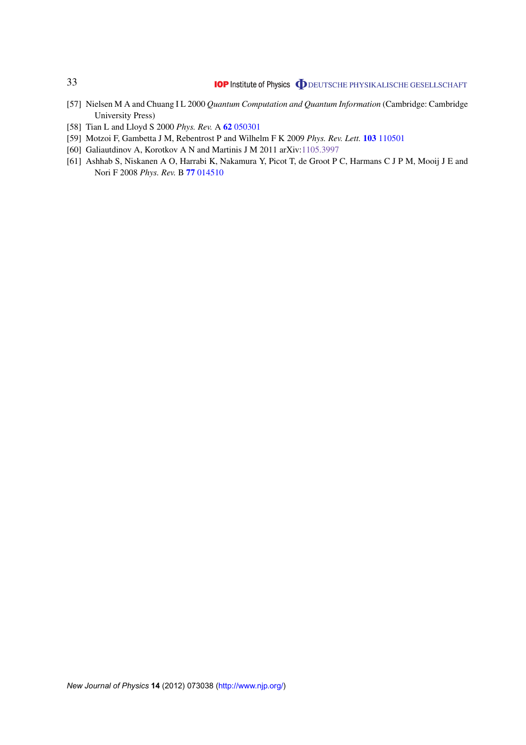[57] Nielsen M A and Chuang I L 2000 *Quantum Computation and Quantum Information* (Cambridge: Cambridge University Press)

[58] Tian L and Lloyd S 2000 *Phys. Rev.* A **62** 050301

[59] Motzoi F, Gambetta J M, Rebentrost P and Wilhelm F K 2009 *Phys. Rev. Lett.* **103** 110501

[60] Galiautdinov A, Korotkov A N and Martinis J M 2011 arXiv:1105.3997

[61] Ashhab S, Niskanen A O, Harrabi K, Nakamura Y, Picot T, de Groot P C, Harmans C J P M, Mooij J E and Nori F 2008 *Phys. Rev.* B **77** 014510